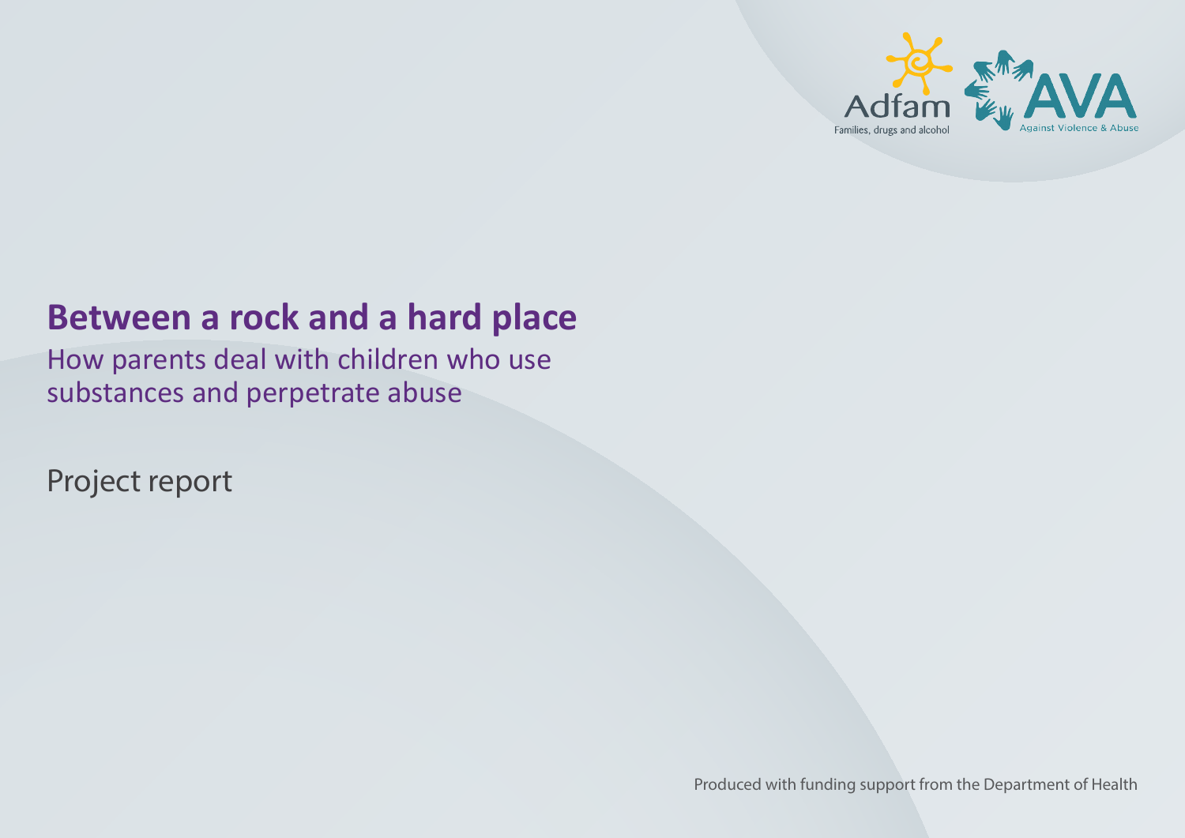Adfam
Families, drugs and alcohol

AVA
Against Violence & Abuse

# Between a rock and a hard place

## How parents deal with children who use substances and perpetrate abuse

Project report

Produced with funding support from the Department of Health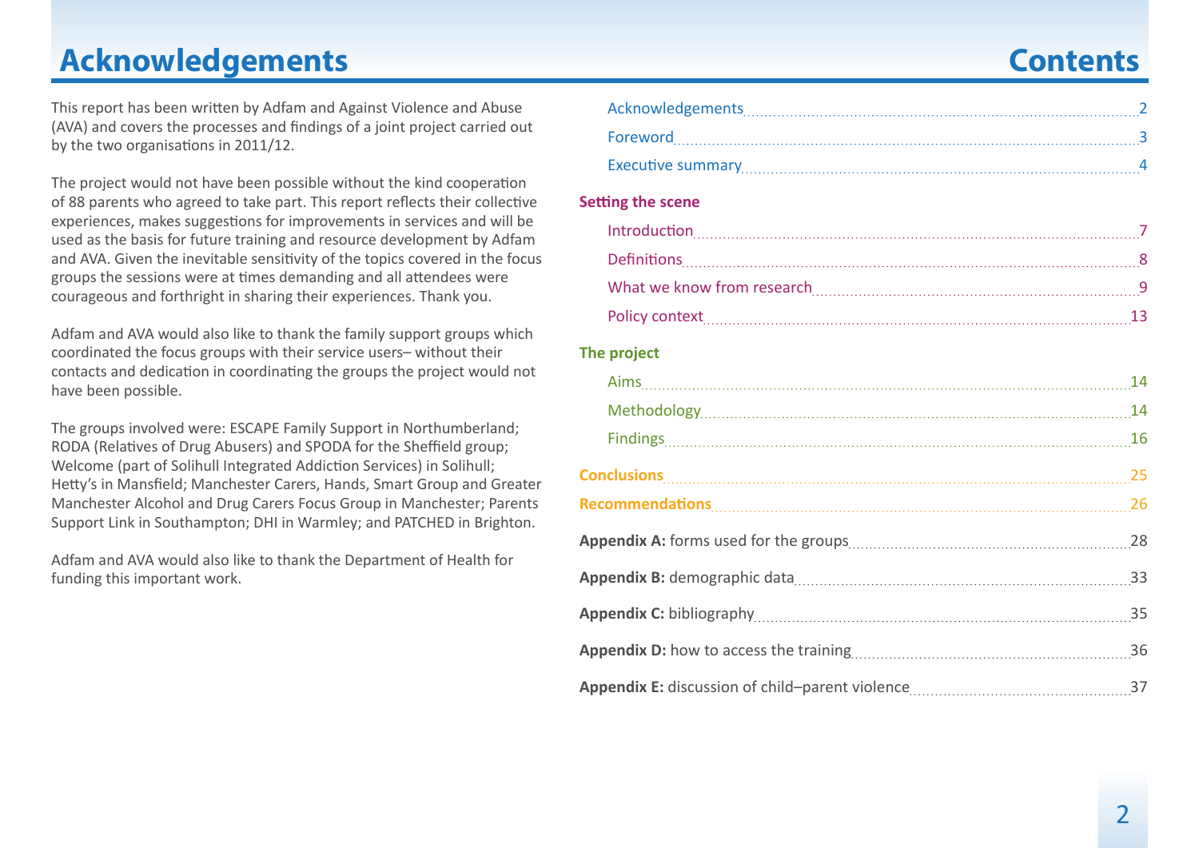# Acknowledgements

This report has been written by Adfam and Against Violence and Abuse (AVA) and covers the processes and findings of a joint project carried out by the two organisations in 2011/12.

The project would not have been possible without the kind cooperation of 88 parents who agreed to take part. This report reflects their collective experiences, makes suggestions for improvements in services and will be used as the basis for future training and resource development by Adfam and AVA. Given the inevitable sensitivity of the topics covered in the focus groups the sessions were at times demanding and all attendees were courageous and forthright in sharing their experiences. Thank you.

Adfam and AVA would also like to thank the family support groups which coordinated the focus groups with their service users– without their contacts and dedication in coordinating the groups the project would not have been possible.

The groups involved were: ESCAPE Family Support in Northumberland; RODA (Relatives of Drug Abusers) and SPODA for the Sheffield group; Welcome (part of Solihull Integrated Addiction Services) in Solihull; Hetty's in Mansfield; Manchester Carers, Hands, Smart Group and Greater Manchester Alcohol and Drug Carers Focus Group in Manchester; Parents Support Link in Southampton; DHI in Warmley; and PATCHED in Brighton.

Adfam and AVA would also like to thank the Department of Health for funding this important work.

# Contents

Acknowledgements ........ 2

Foreword ........ 3

Executive summary ........ 4

**Setting the scene**

Introduction ........ 7

Definitions ........ 8

What we know from research ........ 9

Policy context ........ 13

**The project**

Aims ........ 14

Methodology ........ 14

Findings ........ 16

**Conclusions** ........ 25

**Recommendations** ........ 26

**Appendix A:** forms used for the groups ........ 28

**Appendix B:** demographic data ........ 33

**Appendix C:** bibliography ........ 35

**Appendix D:** how to access the training ........ 36

**Appendix E:** discussion of child–parent violence ........ 37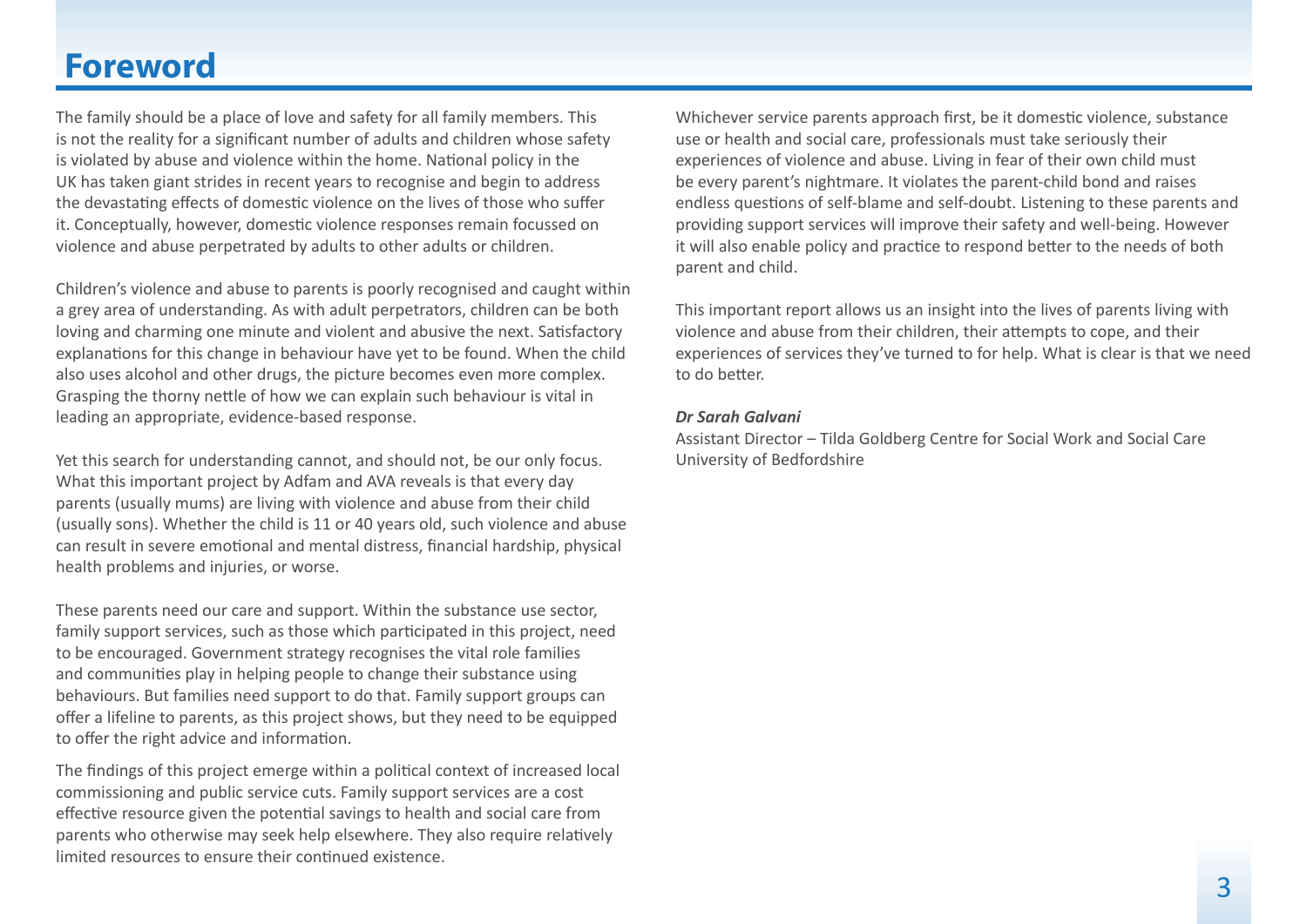# Foreword

The family should be a place of love and safety for all family members. This is not the reality for a significant number of adults and children whose safety is violated by abuse and violence within the home. National policy in the UK has taken giant strides in recent years to recognise and begin to address the devastating effects of domestic violence on the lives of those who suffer it. Conceptually, however, domestic violence responses remain focussed on violence and abuse perpetrated by adults to other adults or children.

Children's violence and abuse to parents is poorly recognised and caught within a grey area of understanding. As with adult perpetrators, children can be both loving and charming one minute and violent and abusive the next. Satisfactory explanations for this change in behaviour have yet to be found. When the child also uses alcohol and other drugs, the picture becomes even more complex. Grasping the thorny nettle of how we can explain such behaviour is vital in leading an appropriate, evidence-based response.

Yet this search for understanding cannot, and should not, be our only focus. What this important project by Adfam and AVA reveals is that every day parents (usually mums) are living with violence and abuse from their child (usually sons). Whether the child is 11 or 40 years old, such violence and abuse can result in severe emotional and mental distress, financial hardship, physical health problems and injuries, or worse.

These parents need our care and support. Within the substance use sector, family support services, such as those which participated in this project, need to be encouraged. Government strategy recognises the vital role families and communities play in helping people to change their substance using behaviours. But families need support to do that. Family support groups can offer a lifeline to parents, as this project shows, but they need to be equipped to offer the right advice and information.

The findings of this project emerge within a political context of increased local commissioning and public service cuts. Family support services are a cost effective resource given the potential savings to health and social care from parents who otherwise may seek help elsewhere. They also require relatively limited resources to ensure their continued existence.

Whichever service parents approach first, be it domestic violence, substance use or health and social care, professionals must take seriously their experiences of violence and abuse. Living in fear of their own child must be every parent's nightmare. It violates the parent-child bond and raises endless questions of self-blame and self-doubt. Listening to these parents and providing support services will improve their safety and well-being. However it will also enable policy and practice to respond better to the needs of both parent and child.

This important report allows us an insight into the lives of parents living with violence and abuse from their children, their attempts to cope, and their experiences of services they've turned to for help. What is clear is that we need to do better.

***Dr Sarah Galvani***

Assistant Director – Tilda Goldberg Centre for Social Work and Social Care
University of Bedfordshire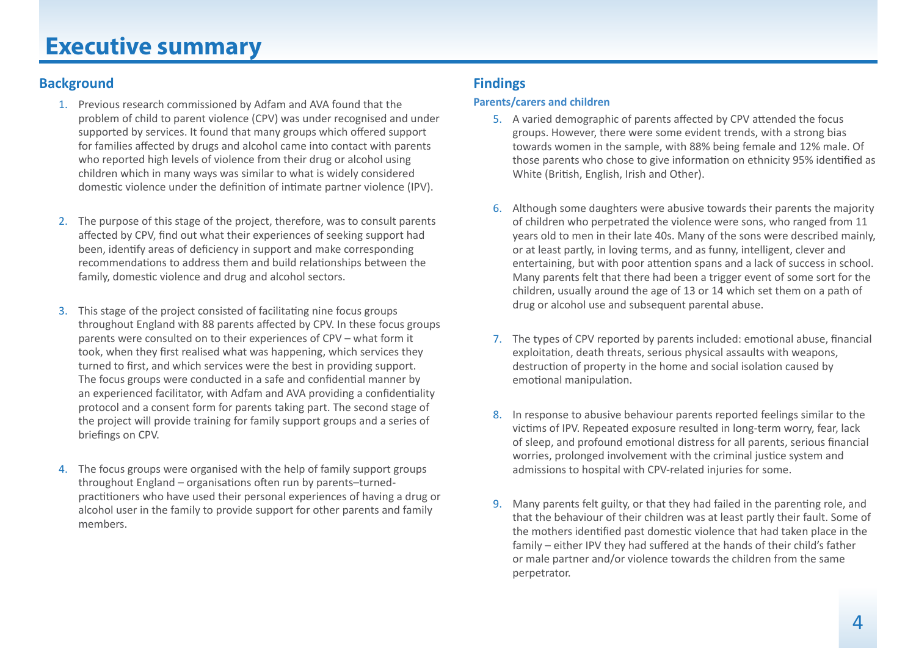# Executive summary

## Background

1. Previous research commissioned by Adfam and AVA found that the problem of child to parent violence (CPV) was under recognised and under supported by services. It found that many groups which offered support for families affected by drugs and alcohol came into contact with parents who reported high levels of violence from their drug or alcohol using children which in many ways was similar to what is widely considered domestic violence under the definition of intimate partner violence (IPV).

2. The purpose of this stage of the project, therefore, was to consult parents affected by CPV, find out what their experiences of seeking support had been, identify areas of deficiency in support and make corresponding recommendations to address them and build relationships between the family, domestic violence and drug and alcohol sectors.

3. This stage of the project consisted of facilitating nine focus groups throughout England with 88 parents affected by CPV. In these focus groups parents were consulted on to their experiences of CPV – what form it took, when they first realised what was happening, which services they turned to first, and which services were the best in providing support. The focus groups were conducted in a safe and confidential manner by an experienced facilitator, with Adfam and AVA providing a confidentiality protocol and a consent form for parents taking part. The second stage of the project will provide training for family support groups and a series of briefings on CPV.

4. The focus groups were organised with the help of family support groups throughout England – organisations often run by parents–turned-practitioners who have used their personal experiences of having a drug or alcohol user in the family to provide support for other parents and family members.

## Findings

### Parents/carers and children

5. A varied demographic of parents affected by CPV attended the focus groups. However, there were some evident trends, with a strong bias towards women in the sample, with 88% being female and 12% male. Of those parents who chose to give information on ethnicity 95% identified as White (British, English, Irish and Other).

6. Although some daughters were abusive towards their parents the majority of children who perpetrated the violence were sons, who ranged from 11 years old to men in their late 40s. Many of the sons were described mainly, or at least partly, in loving terms, and as funny, intelligent, clever and entertaining, but with poor attention spans and a lack of success in school. Many parents felt that there had been a trigger event of some sort for the children, usually around the age of 13 or 14 which set them on a path of drug or alcohol use and subsequent parental abuse.

7. The types of CPV reported by parents included: emotional abuse, financial exploitation, death threats, serious physical assaults with weapons, destruction of property in the home and social isolation caused by emotional manipulation.

8. In response to abusive behaviour parents reported feelings similar to the victims of IPV. Repeated exposure resulted in long-term worry, fear, lack of sleep, and profound emotional distress for all parents, serious financial worries, prolonged involvement with the criminal justice system and admissions to hospital with CPV-related injuries for some.

9. Many parents felt guilty, or that they had failed in the parenting role, and that the behaviour of their children was at least partly their fault. Some of the mothers identified past domestic violence that had taken place in the family – either IPV they had suffered at the hands of their child's father or male partner and/or violence towards the children from the same perpetrator.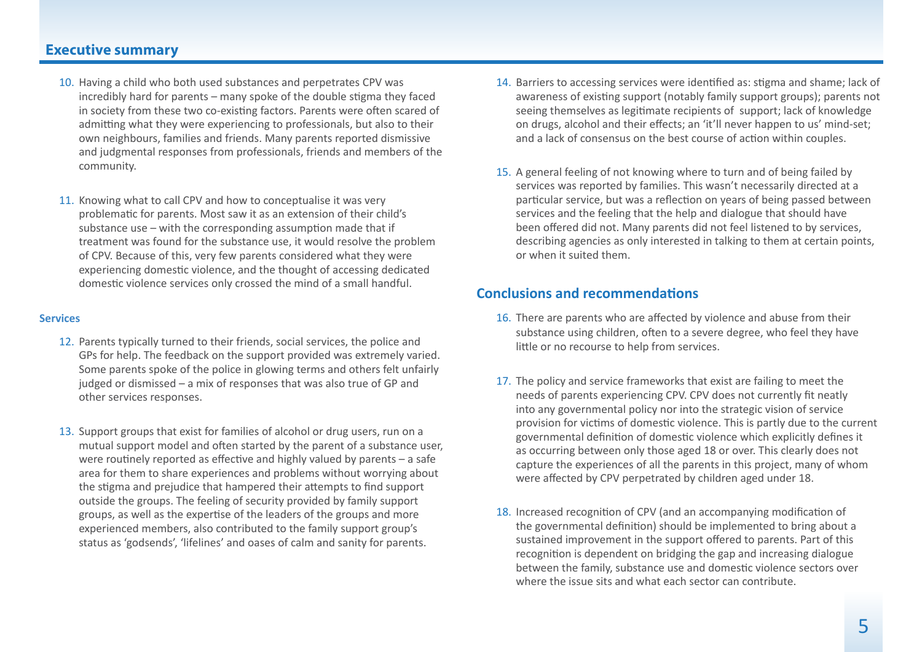## Executive summary

10. Having a child who both used substances and perpetrates CPV was incredibly hard for parents – many spoke of the double stigma they faced in society from these two co-existing factors. Parents were often scared of admitting what they were experiencing to professionals, but also to their own neighbours, families and friends. Many parents reported dismissive and judgmental responses from professionals, friends and members of the community.

11. Knowing what to call CPV and how to conceptualise it was very problematic for parents. Most saw it as an extension of their child's substance use – with the corresponding assumption made that if treatment was found for the substance use, it would resolve the problem of CPV. Because of this, very few parents considered what they were experiencing domestic violence, and the thought of accessing dedicated domestic violence services only crossed the mind of a small handful.

### Services

12. Parents typically turned to their friends, social services, the police and GPs for help. The feedback on the support provided was extremely varied. Some parents spoke of the police in glowing terms and others felt unfairly judged or dismissed – a mix of responses that was also true of GP and other services responses.

13. Support groups that exist for families of alcohol or drug users, run on a mutual support model and often started by the parent of a substance user, were routinely reported as effective and highly valued by parents – a safe area for them to share experiences and problems without worrying about the stigma and prejudice that hampered their attempts to find support outside the groups. The feeling of security provided by family support groups, as well as the expertise of the leaders of the groups and more experienced members, also contributed to the family support group's status as 'godsends', 'lifelines' and oases of calm and sanity for parents.

14. Barriers to accessing services were identified as: stigma and shame; lack of awareness of existing support (notably family support groups); parents not seeing themselves as legitimate recipients of support; lack of knowledge on drugs, alcohol and their effects; an 'it'll never happen to us' mind-set; and a lack of consensus on the best course of action within couples.

15. A general feeling of not knowing where to turn and of being failed by services was reported by families. This wasn't necessarily directed at a particular service, but was a reflection on years of being passed between services and the feeling that the help and dialogue that should have been offered did not. Many parents did not feel listened to by services, describing agencies as only interested in talking to them at certain points, or when it suited them.

## Conclusions and recommendations

16. There are parents who are affected by violence and abuse from their substance using children, often to a severe degree, who feel they have little or no recourse to help from services.

17. The policy and service frameworks that exist are failing to meet the needs of parents experiencing CPV. CPV does not currently fit neatly into any governmental policy nor into the strategic vision of service provision for victims of domestic violence. This is partly due to the current governmental definition of domestic violence which explicitly defines it as occurring between only those aged 18 or over. This clearly does not capture the experiences of all the parents in this project, many of whom were affected by CPV perpetrated by children aged under 18.

18. Increased recognition of CPV (and an accompanying modification of the governmental definition) should be implemented to bring about a sustained improvement in the support offered to parents. Part of this recognition is dependent on bridging the gap and increasing dialogue between the family, substance use and domestic violence sectors over where the issue sits and what each sector can contribute.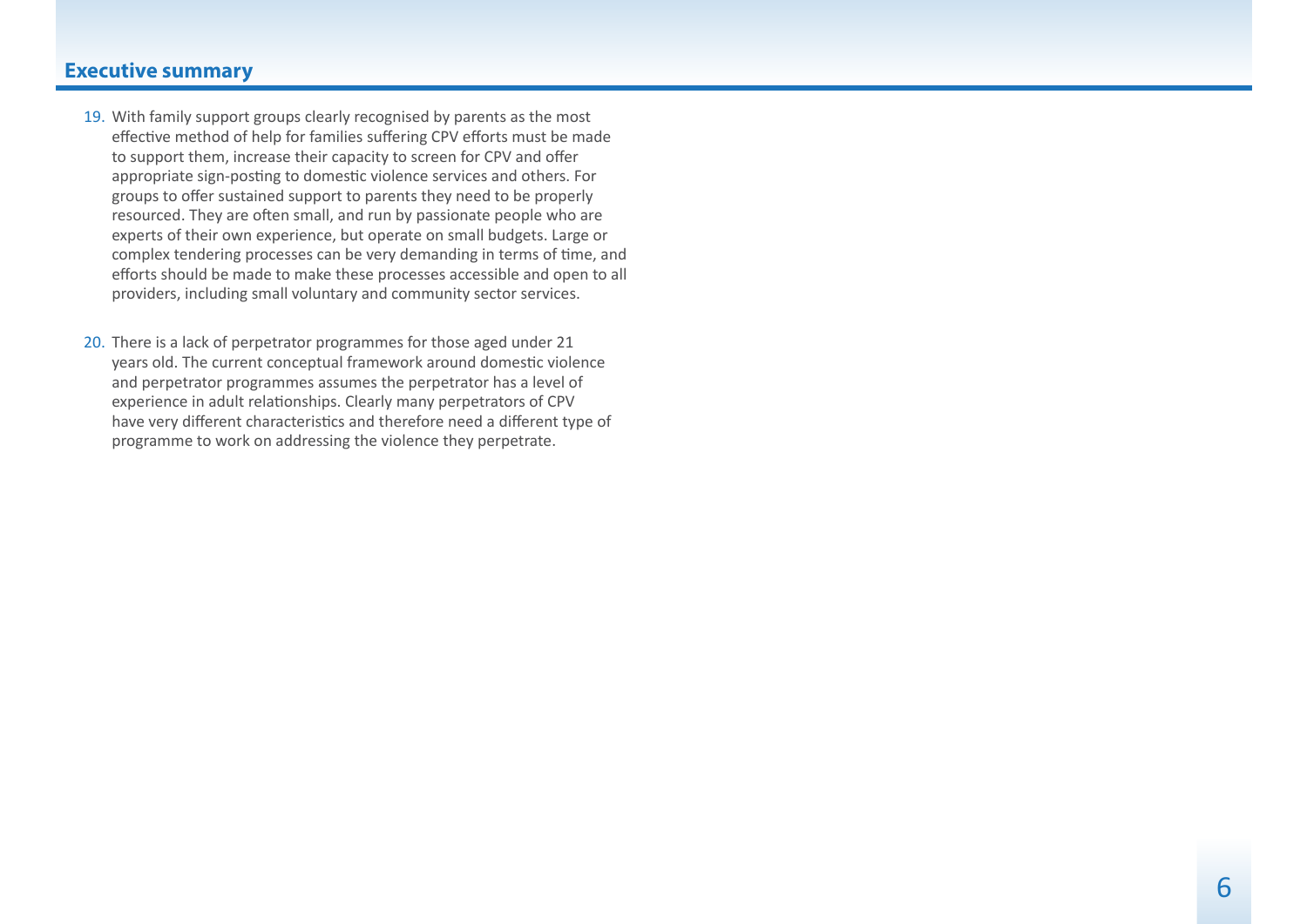## Executive summary

19. With family support groups clearly recognised by parents as the most effective method of help for families suffering CPV efforts must be made to support them, increase their capacity to screen for CPV and offer appropriate sign-posting to domestic violence services and others. For groups to offer sustained support to parents they need to be properly resourced. They are often small, and run by passionate people who are experts of their own experience, but operate on small budgets. Large or complex tendering processes can be very demanding in terms of time, and efforts should be made to make these processes accessible and open to all providers, including small voluntary and community sector services.

20. There is a lack of perpetrator programmes for those aged under 21 years old. The current conceptual framework around domestic violence and perpetrator programmes assumes the perpetrator has a level of experience in adult relationships. Clearly many perpetrators of CPV have very different characteristics and therefore need a different type of programme to work on addressing the violence they perpetrate.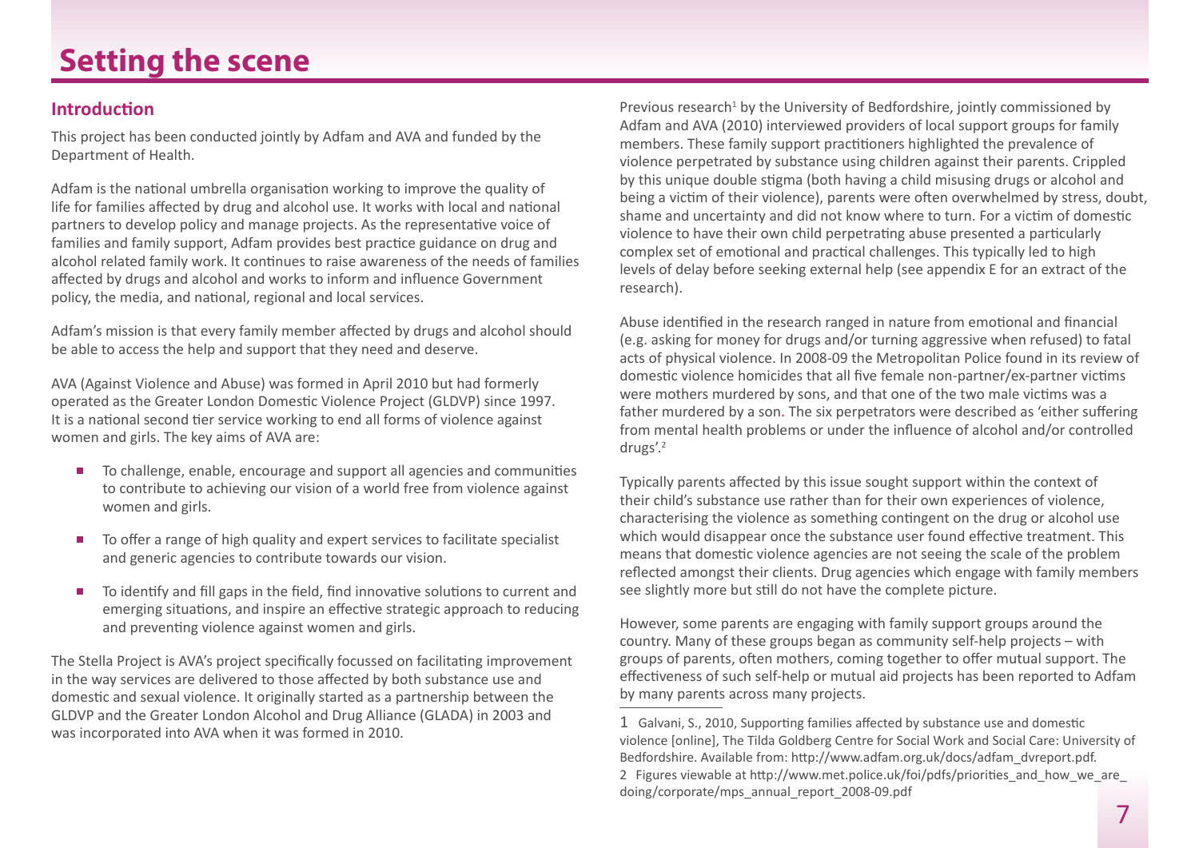# Setting the scene

## Introduction

This project has been conducted jointly by Adfam and AVA and funded by the Department of Health.

Adfam is the national umbrella organisation working to improve the quality of life for families affected by drug and alcohol use. It works with local and national partners to develop policy and manage projects. As the representative voice of families and family support, Adfam provides best practice guidance on drug and alcohol related family work. It continues to raise awareness of the needs of families affected by drugs and alcohol and works to inform and influence Government policy, the media, and national, regional and local services.

Adfam's mission is that every family member affected by drugs and alcohol should be able to access the help and support that they need and deserve.

AVA (Against Violence and Abuse) was formed in April 2010 but had formerly operated as the Greater London Domestic Violence Project (GLDVP) since 1997. It is a national second tier service working to end all forms of violence against women and girls. The key aims of AVA are:

- To challenge, enable, encourage and support all agencies and communities to contribute to achieving our vision of a world free from violence against women and girls.
- To offer a range of high quality and expert services to facilitate specialist and generic agencies to contribute towards our vision.
- To identify and fill gaps in the field, find innovative solutions to current and emerging situations, and inspire an effective strategic approach to reducing and preventing violence against women and girls.

The Stella Project is AVA's project specifically focussed on facilitating improvement in the way services are delivered to those affected by both substance use and domestic and sexual violence. It originally started as a partnership between the GLDVP and the Greater London Alcohol and Drug Alliance (GLADA) in 2003 and was incorporated into AVA when it was formed in 2010.

Previous research[1] by the University of Bedfordshire, jointly commissioned by Adfam and AVA (2010) interviewed providers of local support groups for family members. These family support practitioners highlighted the prevalence of violence perpetrated by substance using children against their parents. Crippled by this unique double stigma (both having a child misusing drugs or alcohol and being a victim of their violence), parents were often overwhelmed by stress, doubt, shame and uncertainty and did not know where to turn. For a victim of domestic violence to have their own child perpetrating abuse presented a particularly complex set of emotional and practical challenges. This typically led to high levels of delay before seeking external help (see appendix E for an extract of the research).

Abuse identified in the research ranged in nature from emotional and financial (e.g. asking for money for drugs and/or turning aggressive when refused) to fatal acts of physical violence. In 2008-09 the Metropolitan Police found in its review of domestic violence homicides that all five female non-partner/ex-partner victims were mothers murdered by sons, and that one of the two male victims was a father murdered by a son. The six perpetrators were described as 'either suffering from mental health problems or under the influence of alcohol and/or controlled drugs'.[2]

Typically parents affected by this issue sought support within the context of their child's substance use rather than for their own experiences of violence, characterising the violence as something contingent on the drug or alcohol use which would disappear once the substance user found effective treatment. This means that domestic violence agencies are not seeing the scale of the problem reflected amongst their clients. Drug agencies which engage with family members see slightly more but still do not have the complete picture.

However, some parents are engaging with family support groups around the country. Many of these groups began as community self-help projects – with groups of parents, often mothers, coming together to offer mutual support. The effectiveness of such self-help or mutual aid projects has been reported to Adfam by many parents across many projects.

---

1 Galvani, S., 2010, Supporting families affected by substance use and domestic violence [online], The Tilda Goldberg Centre for Social Work and Social Care: University of Bedfordshire. Available from: http://www.adfam.org.uk/docs/adfam_dvreport.pdf.

2 Figures viewable at http://www.met.police.uk/foi/pdfs/priorities_and_how_we_are_doing/corporate/mps_annual_report_2008-09.pdf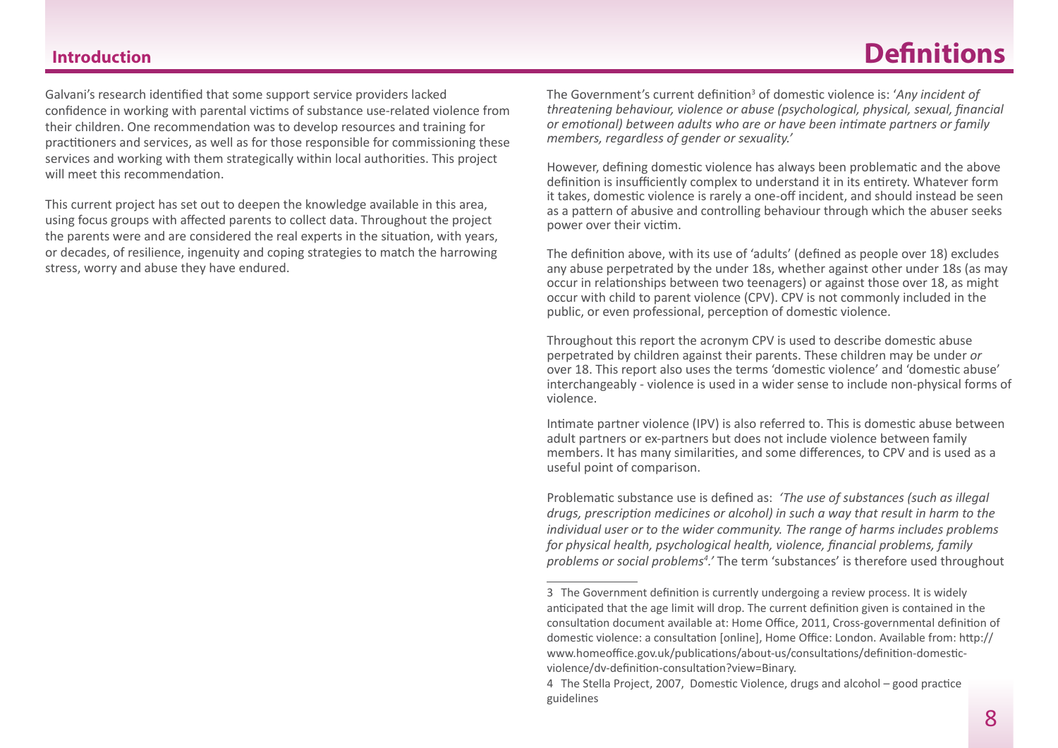## Introduction

Galvani's research identified that some support service providers lacked confidence in working with parental victims of substance use-related violence from their children. One recommendation was to develop resources and training for practitioners and services, as well as for those responsible for commissioning these services and working with them strategically within local authorities. This project will meet this recommendation.

This current project has set out to deepen the knowledge available in this area, using focus groups with affected parents to collect data. Throughout the project the parents were and are considered the real experts in the situation, with years, or decades, of resilience, ingenuity and coping strategies to match the harrowing stress, worry and abuse they have endured.

# Definitions

The Government's current definition[3] of domestic violence is: '*Any incident of threatening behaviour, violence or abuse (psychological, physical, sexual, financial or emotional) between adults who are or have been intimate partners or family members, regardless of gender or sexuality.*'

However, defining domestic violence has always been problematic and the above definition is insufficiently complex to understand it in its entirety. Whatever form it takes, domestic violence is rarely a one-off incident, and should instead be seen as a pattern of abusive and controlling behaviour through which the abuser seeks power over their victim.

The definition above, with its use of 'adults' (defined as people over 18) excludes any abuse perpetrated by the under 18s, whether against other under 18s (as may occur in relationships between two teenagers) or against those over 18, as might occur with child to parent violence (CPV). CPV is not commonly included in the public, or even professional, perception of domestic violence.

Throughout this report the acronym CPV is used to describe domestic abuse perpetrated by children against their parents. These children may be under *or* over 18. This report also uses the terms 'domestic violence' and 'domestic abuse' interchangeably - violence is used in a wider sense to include non-physical forms of violence.

Intimate partner violence (IPV) is also referred to. This is domestic abuse between adult partners or ex-partners but does not include violence between family members. It has many similarities, and some differences, to CPV and is used as a useful point of comparison.

Problematic substance use is defined as: *'The use of substances (such as illegal drugs, prescription medicines or alcohol) in such a way that result in harm to the individual user or to the wider community. The range of harms includes problems for physical health, psychological health, violence, financial problems, family problems or social problems[4].'* The term 'substances' is therefore used throughout

---

3 The Government definition is currently undergoing a review process. It is widely anticipated that the age limit will drop. The current definition given is contained in the consultation document available at: Home Office, 2011, Cross-governmental definition of domestic violence: a consultation [online], Home Office: London. Available from: http://www.homeoffice.gov.uk/publications/about-us/consultations/definition-domestic-violence/dv-definition-consultation?view=Binary.

4 The Stella Project, 2007, Domestic Violence, drugs and alcohol – good practice guidelines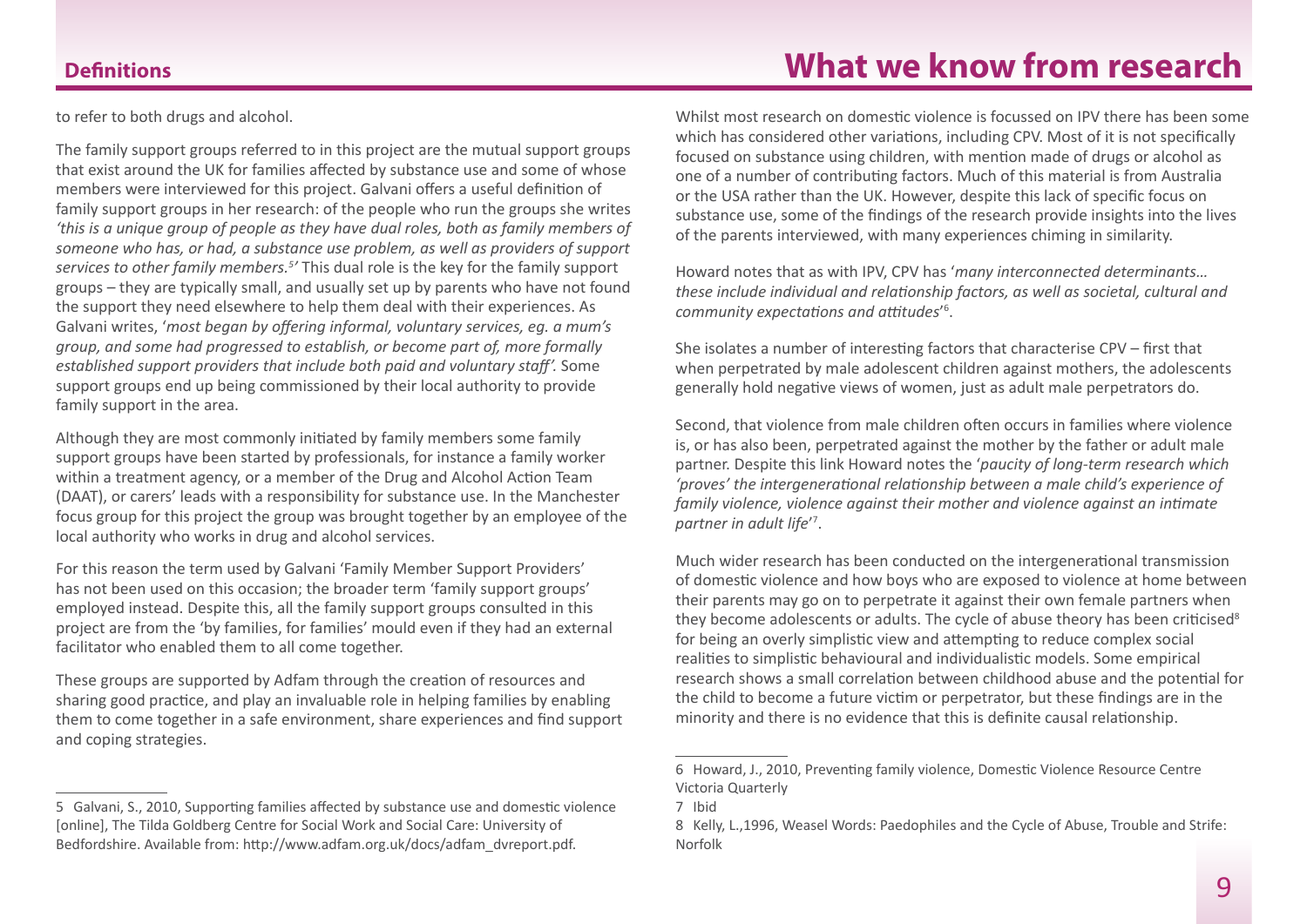to refer to both drugs and alcohol.

The family support groups referred to in this project are the mutual support groups that exist around the UK for families affected by substance use and some of whose members were interviewed for this project. Galvani offers a useful definition of family support groups in her research: of the people who run the groups she writes *'this is a unique group of people as they have dual roles, both as family members of someone who has, or had, a substance use problem, as well as providers of support services to other family members.*[5]*'* This dual role is the key for the family support groups – they are typically small, and usually set up by parents who have not found the support they need elsewhere to help them deal with their experiences. As Galvani writes, '*most began by offering informal, voluntary services, eg. a mum's group, and some had progressed to establish, or become part of, more formally established support providers that include both paid and voluntary staff'.* Some support groups end up being commissioned by their local authority to provide family support in the area.

Although they are most commonly initiated by family members some family support groups have been started by professionals, for instance a family worker within a treatment agency, or a member of the Drug and Alcohol Action Team (DAAT), or carers' leads with a responsibility for substance use. In the Manchester focus group for this project the group was brought together by an employee of the local authority who works in drug and alcohol services.

For this reason the term used by Galvani 'Family Member Support Providers' has not been used on this occasion; the broader term 'family support groups' employed instead. Despite this, all the family support groups consulted in this project are from the 'by families, for families' mould even if they had an external facilitator who enabled them to all come together.

These groups are supported by Adfam through the creation of resources and sharing good practice, and play an invaluable role in helping families by enabling them to come together in a safe environment, share experiences and find support and coping strategies.

5 Galvani, S., 2010, Supporting families affected by substance use and domestic violence [online], The Tilda Goldberg Centre for Social Work and Social Care: University of Bedfordshire. Available from: http://www.adfam.org.uk/docs/adfam_dvreport.pdf.

# What we know from research

Whilst most research on domestic violence is focussed on IPV there has been some which has considered other variations, including CPV. Most of it is not specifically focused on substance using children, with mention made of drugs or alcohol as one of a number of contributing factors. Much of this material is from Australia or the USA rather than the UK. However, despite this lack of specific focus on substance use, some of the findings of the research provide insights into the lives of the parents interviewed, with many experiences chiming in similarity.

Howard notes that as with IPV, CPV has '*many interconnected determinants… these include individual and relationship factors, as well as societal, cultural and community expectations and attitudes*'[6].

She isolates a number of interesting factors that characterise CPV – first that when perpetrated by male adolescent children against mothers, the adolescents generally hold negative views of women, just as adult male perpetrators do.

Second, that violence from male children often occurs in families where violence is, or has also been, perpetrated against the mother by the father or adult male partner. Despite this link Howard notes the '*paucity of long-term research which 'proves' the intergenerational relationship between a male child's experience of family violence, violence against their mother and violence against an intimate partner in adult life*'[7].

Much wider research has been conducted on the intergenerational transmission of domestic violence and how boys who are exposed to violence at home between their parents may go on to perpetrate it against their own female partners when they become adolescents or adults. The cycle of abuse theory has been criticised[8] for being an overly simplistic view and attempting to reduce complex social realities to simplistic behavioural and individualistic models. Some empirical research shows a small correlation between childhood abuse and the potential for the child to become a future victim or perpetrator, but these findings are in the minority and there is no evidence that this is definite causal relationship.

6 Howard, J., 2010, Preventing family violence, Domestic Violence Resource Centre Victoria Quarterly

7 Ibid

8 Kelly, L.,1996, Weasel Words: Paedophiles and the Cycle of Abuse, Trouble and Strife: Norfolk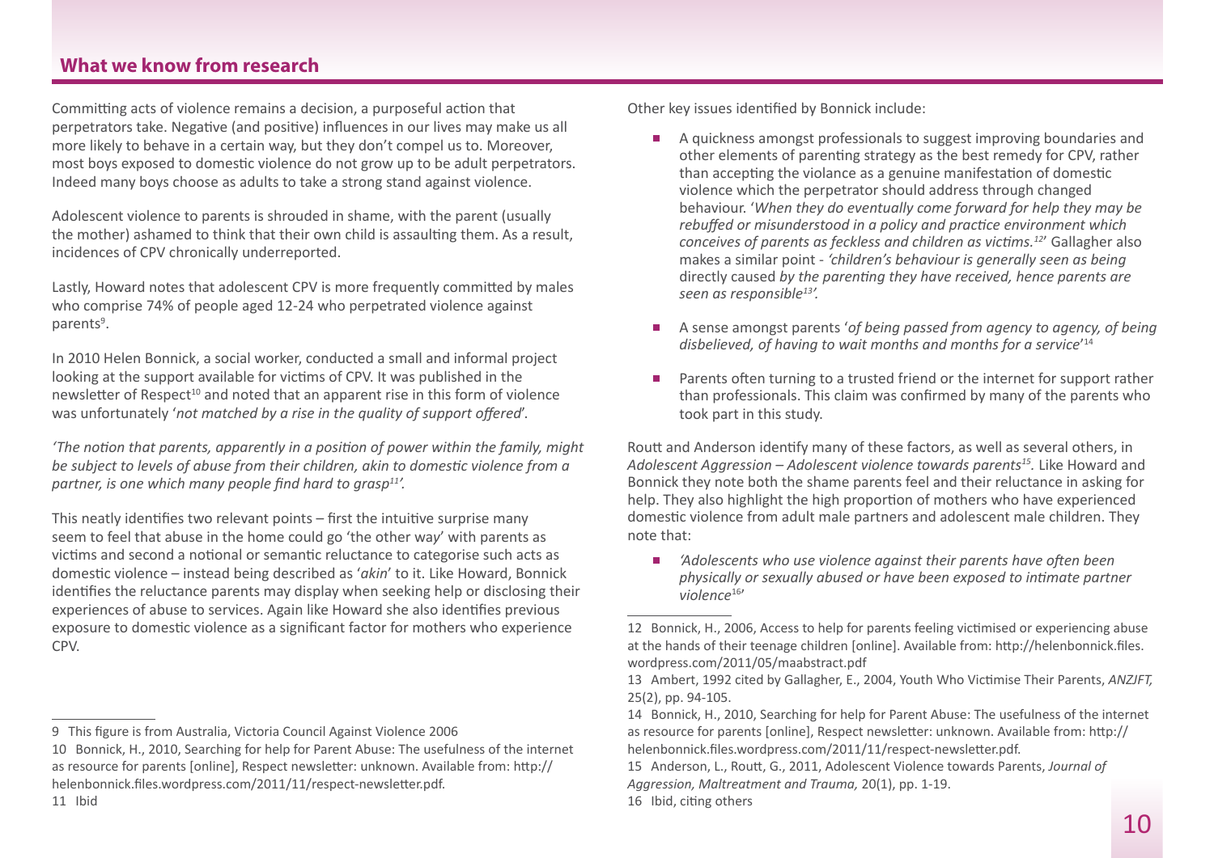## What we know from research

Committing acts of violence remains a decision, a purposeful action that perpetrators take. Negative (and positive) influences in our lives may make us all more likely to behave in a certain way, but they don't compel us to. Moreover, most boys exposed to domestic violence do not grow up to be adult perpetrators. Indeed many boys choose as adults to take a strong stand against violence.

Adolescent violence to parents is shrouded in shame, with the parent (usually the mother) ashamed to think that their own child is assaulting them. As a result, incidences of CPV chronically underreported.

Lastly, Howard notes that adolescent CPV is more frequently committed by males who comprise 74% of people aged 12-24 who perpetrated violence against parents[9].

In 2010 Helen Bonnick, a social worker, conducted a small and informal project looking at the support available for victims of CPV. It was published in the newsletter of Respect[10] and noted that an apparent rise in this form of violence was unfortunately '*not matched by a rise in the quality of support offered*'.

*'The notion that parents, apparently in a position of power within the family, might be subject to levels of abuse from their children, akin to domestic violence from a partner, is one which many people find hard to grasp[11]'.*

This neatly identifies two relevant points – first the intuitive surprise many seem to feel that abuse in the home could go 'the other way' with parents as victims and second a notional or semantic reluctance to categorise such acts as domestic violence – instead being described as '*akin*' to it. Like Howard, Bonnick identifies the reluctance parents may display when seeking help or disclosing their experiences of abuse to services. Again like Howard she also identifies previous exposure to domestic violence as a significant factor for mothers who experience CPV.

Other key issues identified by Bonnick include:

- A quickness amongst professionals to suggest improving boundaries and other elements of parenting strategy as the best remedy for CPV, rather than accepting the violance as a genuine manifestation of domestic violence which the perpetrator should address through changed behaviour. '*When they do eventually come forward for help they may be rebuffed or misunderstood in a policy and practice environment which conceives of parents as feckless and children as victims.[12]*' Gallagher also makes a similar point - *'children's behaviour is generally seen as being* directly caused *by the parenting they have received, hence parents are seen as responsible[13]'.*
- A sense amongst parents '*of being passed from agency to agency, of being disbelieved, of having to wait months and months for a service*'[14]
- Parents often turning to a trusted friend or the internet for support rather than professionals. This claim was confirmed by many of the parents who took part in this study.

Routt and Anderson identify many of these factors, as well as several others, in *Adolescent Aggression – Adolescent violence towards parents[15].* Like Howard and Bonnick they note both the shame parents feel and their reluctance in asking for help. They also highlight the high proportion of mothers who have experienced domestic violence from adult male partners and adolescent male children. They note that:

- *'Adolescents who use violence against their parents have often been physically or sexually abused or have been exposed to intimate partner violence[16]'*

---

9 This figure is from Australia, Victoria Council Against Violence 2006

10 Bonnick, H., 2010, Searching for help for Parent Abuse: The usefulness of the internet as resource for parents [online], Respect newsletter: unknown. Available from: http://helenbonnick.files.wordpress.com/2011/11/respect-newsletter.pdf.

11 Ibid

12 Bonnick, H., 2006, Access to help for parents feeling victimised or experiencing abuse at the hands of their teenage children [online]. Available from: http://helenbonnick.files.wordpress.com/2011/05/maabstract.pdf

13 Ambert, 1992 cited by Gallagher, E., 2004, Youth Who Victimise Their Parents, *ANZJFT,* 25(2), pp. 94-105.

14 Bonnick, H., 2010, Searching for help for Parent Abuse: The usefulness of the internet as resource for parents [online], Respect newsletter: unknown. Available from: http://helenbonnick.files.wordpress.com/2011/11/respect-newsletter.pdf.

15 Anderson, L., Routt, G., 2011, Adolescent Violence towards Parents, *Journal of Aggression, Maltreatment and Trauma,* 20(1), pp. 1-19.

16 Ibid, citing others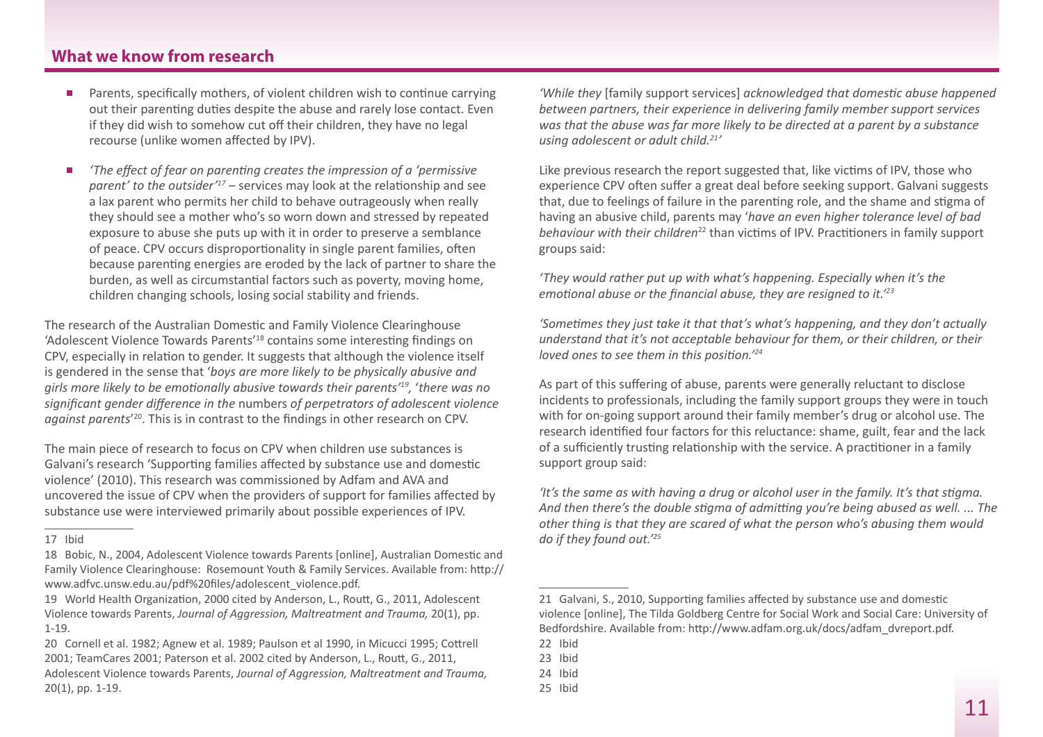## What we know from research

- Parents, specifically mothers, of violent children wish to continue carrying out their parenting duties despite the abuse and rarely lose contact. Even if they did wish to somehow cut off their children, they have no legal recourse (unlike women affected by IPV).
- *'The effect of fear on parenting creates the impression of a 'permissive parent' to the outsider'*[17] – services may look at the relationship and see a lax parent who permits her child to behave outrageously when really they should see a mother who's so worn down and stressed by repeated exposure to abuse she puts up with it in order to preserve a semblance of peace. CPV occurs disproportionality in single parent families, often because parenting energies are eroded by the lack of partner to share the burden, as well as circumstantial factors such as poverty, moving home, children changing schools, losing social stability and friends.

The research of the Australian Domestic and Family Violence Clearinghouse 'Adolescent Violence Towards Parents'[18] contains some interesting findings on CPV, especially in relation to gender. It suggests that although the violence itself is gendered in the sense that '*boys are more likely to be physically abusive and girls more likely to be emotionally abusive towards their parents'*[19], '*there was no significant gender difference in the* numbers *of perpetrators of adolescent violence against parents*'[20]. This is in contrast to the findings in other research on CPV.

The main piece of research to focus on CPV when children use substances is Galvani's research 'Supporting families affected by substance use and domestic violence' (2010). This research was commissioned by Adfam and AVA and uncovered the issue of CPV when the providers of support for families affected by substance use were interviewed primarily about possible experiences of IPV.

*'While they* [family support services] *acknowledged that domestic abuse happened between partners, their experience in delivering family member support services was that the abuse was far more likely to be directed at a parent by a substance using adolescent or adult child.*[21]*'*

Like previous research the report suggested that, like victims of IPV, those who experience CPV often suffer a great deal before seeking support. Galvani suggests that, due to feelings of failure in the parenting role, and the shame and stigma of having an abusive child, parents may '*have an even higher tolerance level of bad behaviour with their children*[22] than victims of IPV. Practitioners in family support groups said:

*'They would rather put up with what's happening. Especially when it's the emotional abuse or the financial abuse, they are resigned to it.'*[23]

*'Sometimes they just take it that that's what's happening, and they don't actually understand that it's not acceptable behaviour for them, or their children, or their loved ones to see them in this position.'*[24]

As part of this suffering of abuse, parents were generally reluctant to disclose incidents to professionals, including the family support groups they were in touch with for on-going support around their family member's drug or alcohol use. The research identified four factors for this reluctance: shame, guilt, fear and the lack of a sufficiently trusting relationship with the service. A practitioner in a family support group said:

*'It's the same as with having a drug or alcohol user in the family. It's that stigma. And then there's the double stigma of admitting you're being abused as well. ... The other thing is that they are scared of what the person who's abusing them would do if they found out.'*[25]

---

17 Ibid

18 Bobic, N., 2004, Adolescent Violence towards Parents [online], Australian Domestic and Family Violence Clearinghouse: Rosemount Youth & Family Services. Available from: http://www.adfvc.unsw.edu.au/pdf%20files/adolescent_violence.pdf.

19 World Health Organization, 2000 cited by Anderson, L., Routt, G., 2011, Adolescent Violence towards Parents, *Journal of Aggression, Maltreatment and Trauma,* 20(1), pp. 1-19.

20 Cornell et al. 1982; Agnew et al. 1989; Paulson et al 1990, in Micucci 1995; Cottrell 2001; TeamCares 2001; Paterson et al. 2002 cited by Anderson, L., Routt, G., 2011, Adolescent Violence towards Parents, *Journal of Aggression, Maltreatment and Trauma,* 20(1), pp. 1-19.

21 Galvani, S., 2010, Supporting families affected by substance use and domestic violence [online], The Tilda Goldberg Centre for Social Work and Social Care: University of Bedfordshire. Available from: http://www.adfam.org.uk/docs/adfam_dvreport.pdf.

22 Ibid

23 Ibid

24 Ibid

25 Ibid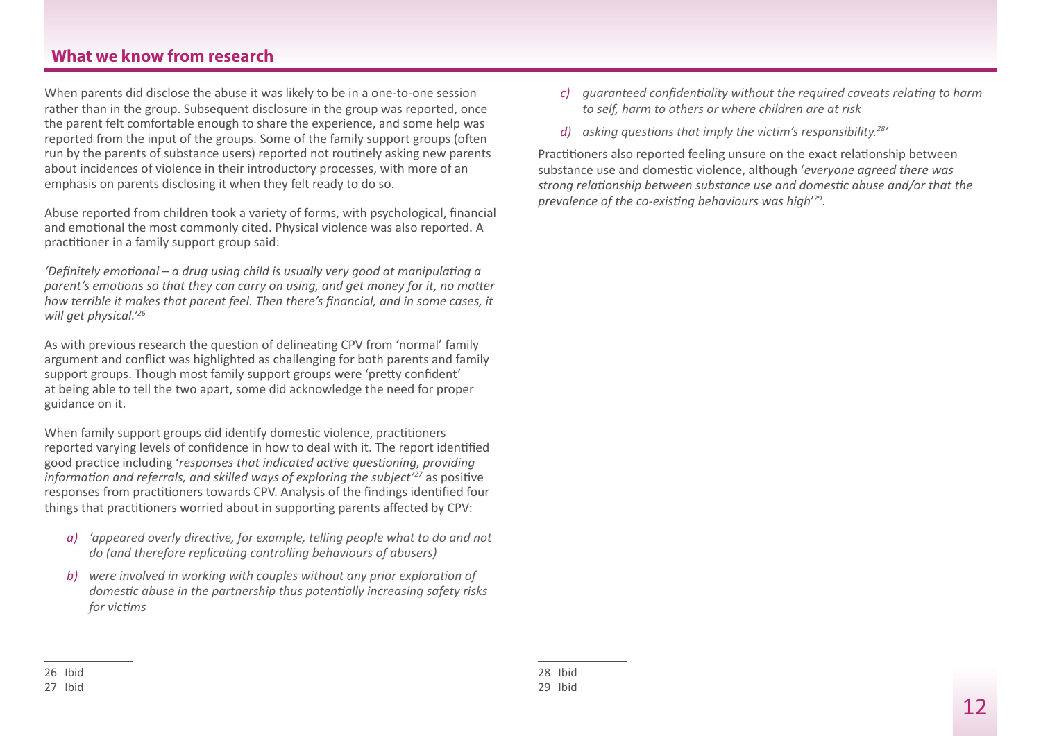## What we know from research

When parents did disclose the abuse it was likely to be in a one-to-one session rather than in the group. Subsequent disclosure in the group was reported, once the parent felt comfortable enough to share the experience, and some help was reported from the input of the groups. Some of the family support groups (often run by the parents of substance users) reported not routinely asking new parents about incidences of violence in their introductory processes, with more of an emphasis on parents disclosing it when they felt ready to do so.

Abuse reported from children took a variety of forms, with psychological, financial and emotional the most commonly cited. Physical violence was also reported. A practitioner in a family support group said:

*'Definitely emotional – a drug using child is usually very good at manipulating a parent's emotions so that they can carry on using, and get money for it, no matter how terrible it makes that parent feel. Then there's financial, and in some cases, it will get physical.'*[26]

As with previous research the question of delineating CPV from 'normal' family argument and conflict was highlighted as challenging for both parents and family support groups. Though most family support groups were 'pretty confident' at being able to tell the two apart, some did acknowledge the need for proper guidance on it.

When family support groups did identify domestic violence, practitioners reported varying levels of confidence in how to deal with it. The report identified good practice including '*responses that indicated active questioning, providing information and referrals, and skilled ways of exploring the subject'*[27] as positive responses from practitioners towards CPV. Analysis of the findings identified four things that practitioners worried about in supporting parents affected by CPV:

*a) 'appeared overly directive, for example, telling people what to do and not do (and therefore replicating controlling behaviours of abusers)*

*b) were involved in working with couples without any prior exploration of domestic abuse in the partnership thus potentially increasing safety risks for victims*

*c) guaranteed confidentiality without the required caveats relating to harm to self, harm to others or where children are at risk*

*d) asking questions that imply the victim's responsibility.*[28]*'*

Practitioners also reported feeling unsure on the exact relationship between substance use and domestic violence, although '*everyone agreed there was strong relationship between substance use and domestic abuse and/or that the prevalence of the co-existing behaviours was high*'[29].

---

26 Ibid

27 Ibid

28 Ibid

29 Ibid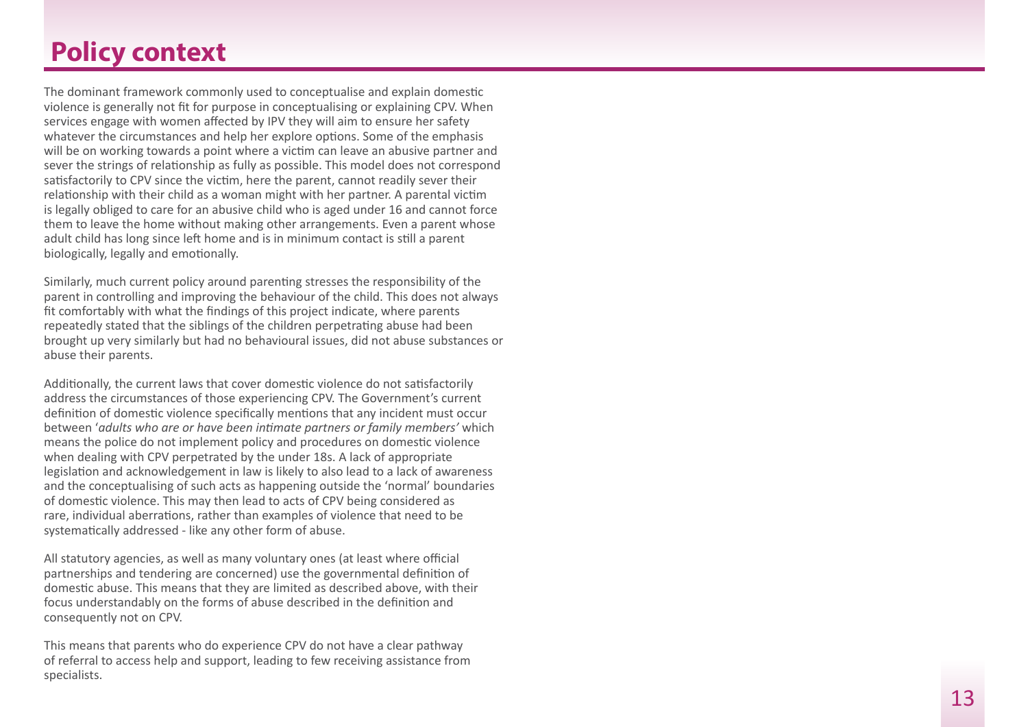# Policy context

The dominant framework commonly used to conceptualise and explain domestic violence is generally not fit for purpose in conceptualising or explaining CPV. When services engage with women affected by IPV they will aim to ensure her safety whatever the circumstances and help her explore options. Some of the emphasis will be on working towards a point where a victim can leave an abusive partner and sever the strings of relationship as fully as possible. This model does not correspond satisfactorily to CPV since the victim, here the parent, cannot readily sever their relationship with their child as a woman might with her partner. A parental victim is legally obliged to care for an abusive child who is aged under 16 and cannot force them to leave the home without making other arrangements. Even a parent whose adult child has long since left home and is in minimum contact is still a parent biologically, legally and emotionally.

Similarly, much current policy around parenting stresses the responsibility of the parent in controlling and improving the behaviour of the child. This does not always fit comfortably with what the findings of this project indicate, where parents repeatedly stated that the siblings of the children perpetrating abuse had been brought up very similarly but had no behavioural issues, did not abuse substances or abuse their parents.

Additionally, the current laws that cover domestic violence do not satisfactorily address the circumstances of those experiencing CPV. The Government's current definition of domestic violence specifically mentions that any incident must occur between '*adults who are or have been intimate partners or family members'* which means the police do not implement policy and procedures on domestic violence when dealing with CPV perpetrated by the under 18s. A lack of appropriate legislation and acknowledgement in law is likely to also lead to a lack of awareness and the conceptualising of such acts as happening outside the 'normal' boundaries of domestic violence. This may then lead to acts of CPV being considered as rare, individual aberrations, rather than examples of violence that need to be systematically addressed - like any other form of abuse.

All statutory agencies, as well as many voluntary ones (at least where official partnerships and tendering are concerned) use the governmental definition of domestic abuse. This means that they are limited as described above, with their focus understandably on the forms of abuse described in the definition and consequently not on CPV.

This means that parents who do experience CPV do not have a clear pathway of referral to access help and support, leading to few receiving assistance from specialists.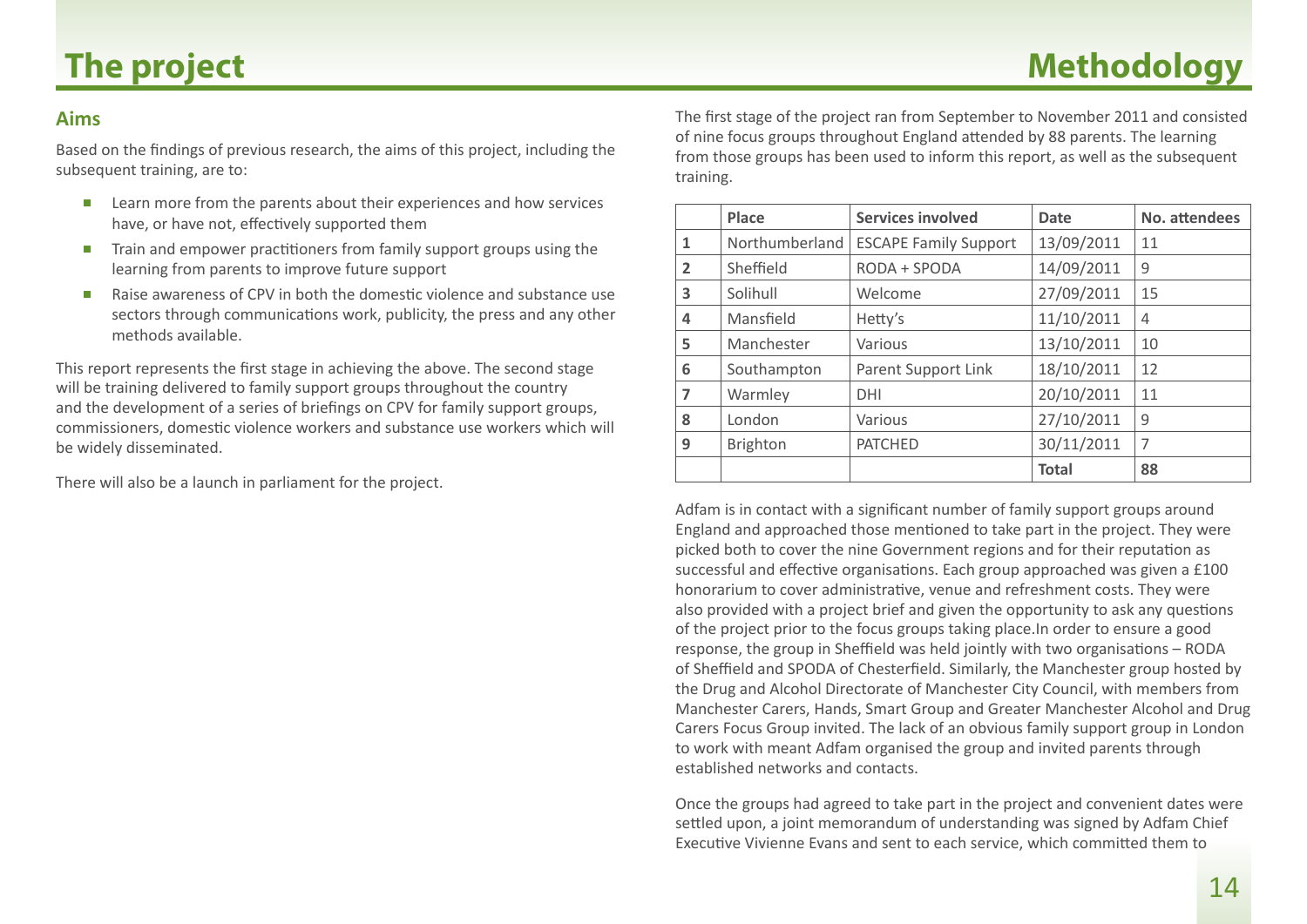# The project

## Aims

Based on the findings of previous research, the aims of this project, including the subsequent training, are to:

- Learn more from the parents about their experiences and how services have, or have not, effectively supported them
- Train and empower practitioners from family support groups using the learning from parents to improve future support
- Raise awareness of CPV in both the domestic violence and substance use sectors through communications work, publicity, the press and any other methods available.

This report represents the first stage in achieving the above. The second stage will be training delivered to family support groups throughout the country and the development of a series of briefings on CPV for family support groups, commissioners, domestic violence workers and substance use workers which will be widely disseminated.

There will also be a launch in parliament for the project.

# Methodology

The first stage of the project ran from September to November 2011 and consisted of nine focus groups throughout England attended by 88 parents. The learning from those groups has been used to inform this report, as well as the subsequent training.

| | Place | Services involved | Date | No. attendees |
|---|---|---|---|---|
| 1 | Northumberland | ESCAPE Family Support | 13/09/2011 | 11 |
| 2 | Sheffield | RODA + SPODA | 14/09/2011 | 9 |
| 3 | Solihull | Welcome | 27/09/2011 | 15 |
| 4 | Mansfield | Hetty's | 11/10/2011 | 4 |
| 5 | Manchester | Various | 13/10/2011 | 10 |
| 6 | Southampton | Parent Support Link | 18/10/2011 | 12 |
| 7 | Warmley | DHI | 20/10/2011 | 11 |
| 8 | London | Various | 27/10/2011 | 9 |
| 9 | Brighton | PATCHED | 30/11/2011 | 7 |
| | | | **Total** | **88** |

Adfam is in contact with a significant number of family support groups around England and approached those mentioned to take part in the project. They were picked both to cover the nine Government regions and for their reputation as successful and effective organisations. Each group approached was given a £100 honorarium to cover administrative, venue and refreshment costs. They were also provided with a project brief and given the opportunity to ask any questions of the project prior to the focus groups taking place.In order to ensure a good response, the group in Sheffield was held jointly with two organisations – RODA of Sheffield and SPODA of Chesterfield. Similarly, the Manchester group hosted by the Drug and Alcohol Directorate of Manchester City Council, with members from Manchester Carers, Hands, Smart Group and Greater Manchester Alcohol and Drug Carers Focus Group invited. The lack of an obvious family support group in London to work with meant Adfam organised the group and invited parents through established networks and contacts.

Once the groups had agreed to take part in the project and convenient dates were settled upon, a joint memorandum of understanding was signed by Adfam Chief Executive Vivienne Evans and sent to each service, which committed them to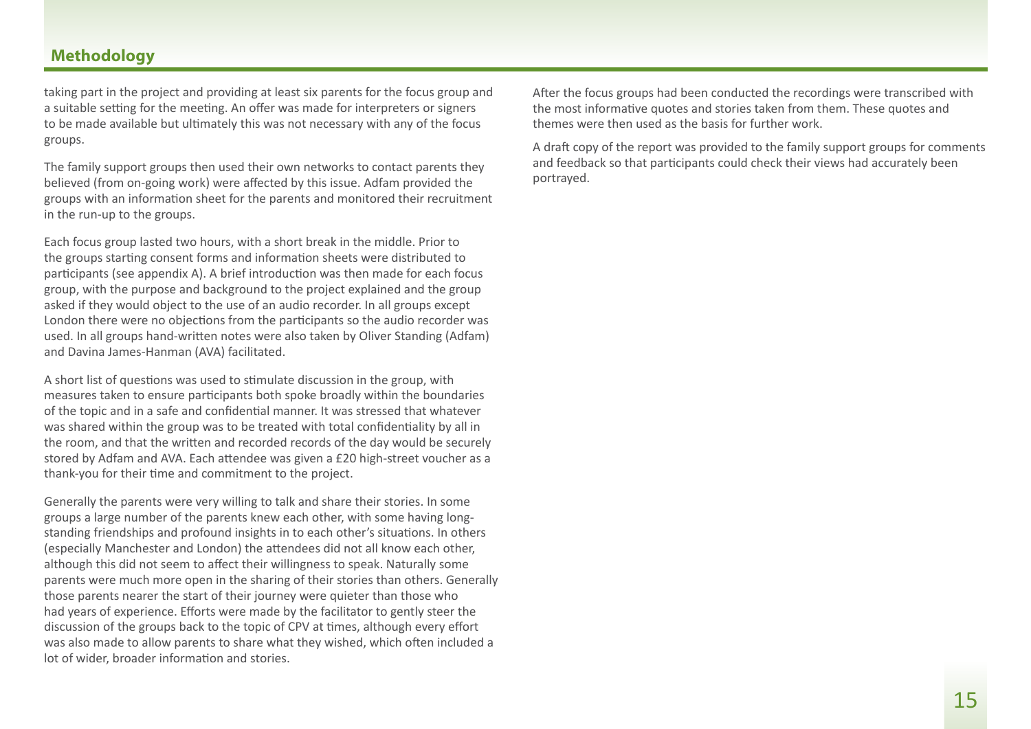## Methodology

taking part in the project and providing at least six parents for the focus group and a suitable setting for the meeting. An offer was made for interpreters or signers to be made available but ultimately this was not necessary with any of the focus groups.

The family support groups then used their own networks to contact parents they believed (from on-going work) were affected by this issue. Adfam provided the groups with an information sheet for the parents and monitored their recruitment in the run-up to the groups.

Each focus group lasted two hours, with a short break in the middle. Prior to the groups starting consent forms and information sheets were distributed to participants (see appendix A). A brief introduction was then made for each focus group, with the purpose and background to the project explained and the group asked if they would object to the use of an audio recorder. In all groups except London there were no objections from the participants so the audio recorder was used. In all groups hand-written notes were also taken by Oliver Standing (Adfam) and Davina James-Hanman (AVA) facilitated.

A short list of questions was used to stimulate discussion in the group, with measures taken to ensure participants both spoke broadly within the boundaries of the topic and in a safe and confidential manner. It was stressed that whatever was shared within the group was to be treated with total confidentiality by all in the room, and that the written and recorded records of the day would be securely stored by Adfam and AVA. Each attendee was given a £20 high-street voucher as a thank-you for their time and commitment to the project.

Generally the parents were very willing to talk and share their stories. In some groups a large number of the parents knew each other, with some having long-standing friendships and profound insights in to each other's situations. In others (especially Manchester and London) the attendees did not all know each other, although this did not seem to affect their willingness to speak. Naturally some parents were much more open in the sharing of their stories than others. Generally those parents nearer the start of their journey were quieter than those who had years of experience. Efforts were made by the facilitator to gently steer the discussion of the groups back to the topic of CPV at times, although every effort was also made to allow parents to share what they wished, which often included a lot of wider, broader information and stories.

After the focus groups had been conducted the recordings were transcribed with the most informative quotes and stories taken from them. These quotes and themes were then used as the basis for further work.

A draft copy of the report was provided to the family support groups for comments and feedback so that participants could check their views had accurately been portrayed.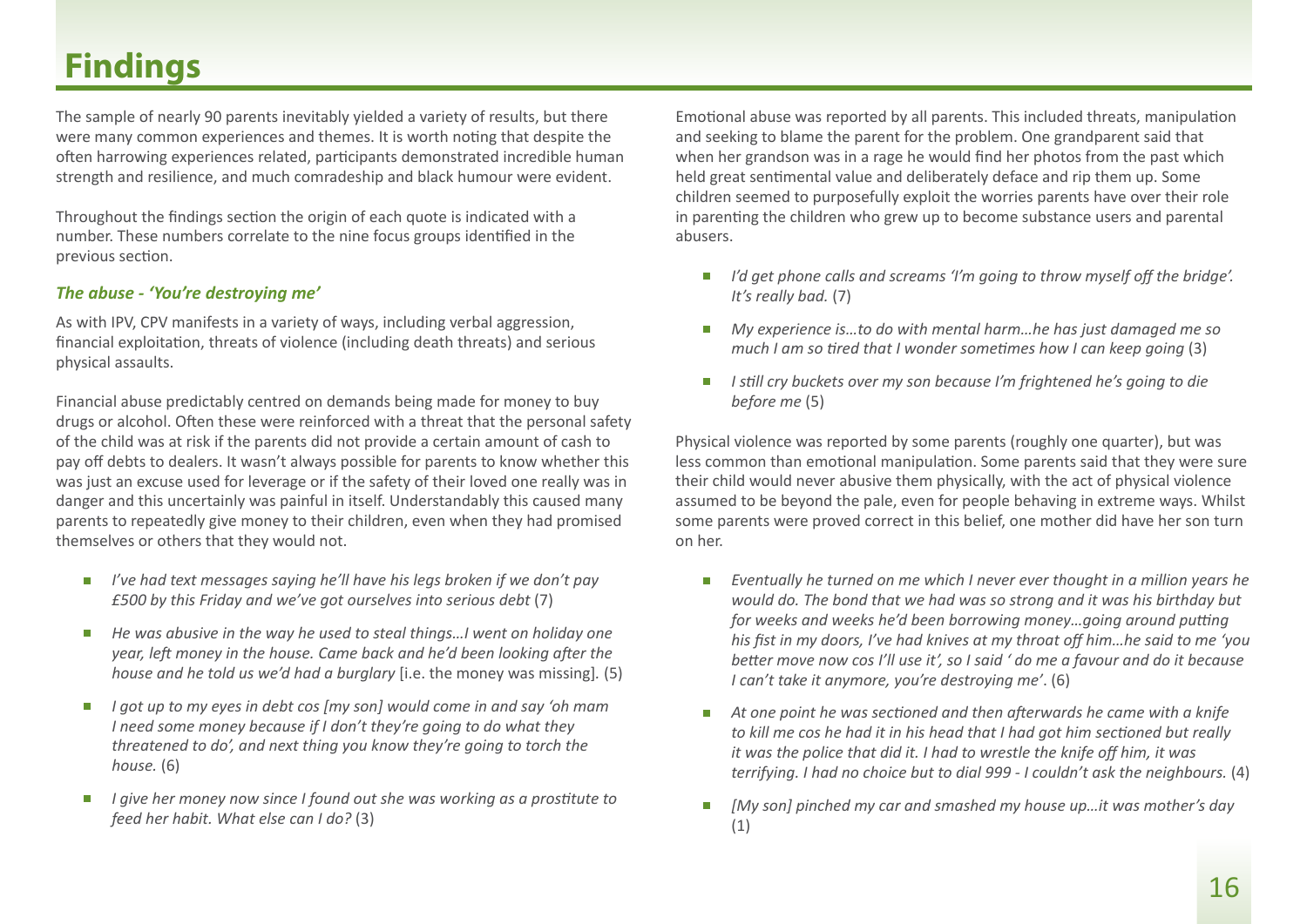# Findings

The sample of nearly 90 parents inevitably yielded a variety of results, but there were many common experiences and themes. It is worth noting that despite the often harrowing experiences related, participants demonstrated incredible human strength and resilience, and much comradeship and black humour were evident.

Throughout the findings section the origin of each quote is indicated with a number. These numbers correlate to the nine focus groups identified in the previous section.

### *The abuse - 'You're destroying me'*

As with IPV, CPV manifests in a variety of ways, including verbal aggression, financial exploitation, threats of violence (including death threats) and serious physical assaults.

Financial abuse predictably centred on demands being made for money to buy drugs or alcohol. Often these were reinforced with a threat that the personal safety of the child was at risk if the parents did not provide a certain amount of cash to pay off debts to dealers. It wasn't always possible for parents to know whether this was just an excuse used for leverage or if the safety of their loved one really was in danger and this uncertainly was painful in itself. Understandably this caused many parents to repeatedly give money to their children, even when they had promised themselves or others that they would not.

- *I've had text messages saying he'll have his legs broken if we don't pay £500 by this Friday and we've got ourselves into serious debt* (7)
- *He was abusive in the way he used to steal things…I went on holiday one year, left money in the house. Came back and he'd been looking after the house and he told us we'd had a burglary* [i.e. the money was missing]. (5)
- *I got up to my eyes in debt cos [my son] would come in and say 'oh mam I need some money because if I don't they're going to do what they threatened to do', and next thing you know they're going to torch the house.* (6)
- *I give her money now since I found out she was working as a prostitute to feed her habit. What else can I do?* (3)

Emotional abuse was reported by all parents. This included threats, manipulation and seeking to blame the parent for the problem. One grandparent said that when her grandson was in a rage he would find her photos from the past which held great sentimental value and deliberately deface and rip them up. Some children seemed to purposefully exploit the worries parents have over their role in parenting the children who grew up to become substance users and parental abusers.

- *I'd get phone calls and screams 'I'm going to throw myself off the bridge'. It's really bad.* (7)
- *My experience is…to do with mental harm…he has just damaged me so much I am so tired that I wonder sometimes how I can keep going* (3)
- *I still cry buckets over my son because I'm frightened he's going to die before me* (5)

Physical violence was reported by some parents (roughly one quarter), but was less common than emotional manipulation. Some parents said that they were sure their child would never abusive them physically, with the act of physical violence assumed to be beyond the pale, even for people behaving in extreme ways. Whilst some parents were proved correct in this belief, one mother did have her son turn on her.

- *Eventually he turned on me which I never ever thought in a million years he would do. The bond that we had was so strong and it was his birthday but for weeks and weeks he'd been borrowing money…going around putting his fist in my doors, I've had knives at my throat off him…he said to me 'you better move now cos I'll use it', so I said ' do me a favour and do it because I can't take it anymore, you're destroying me'*. (6)
- *At one point he was sectioned and then afterwards he came with a knife to kill me cos he had it in his head that I had got him sectioned but really it was the police that did it. I had to wrestle the knife off him, it was terrifying. I had no choice but to dial 999 - I couldn't ask the neighbours.* (4)
- *[My son] pinched my car and smashed my house up…it was mother's day* (1)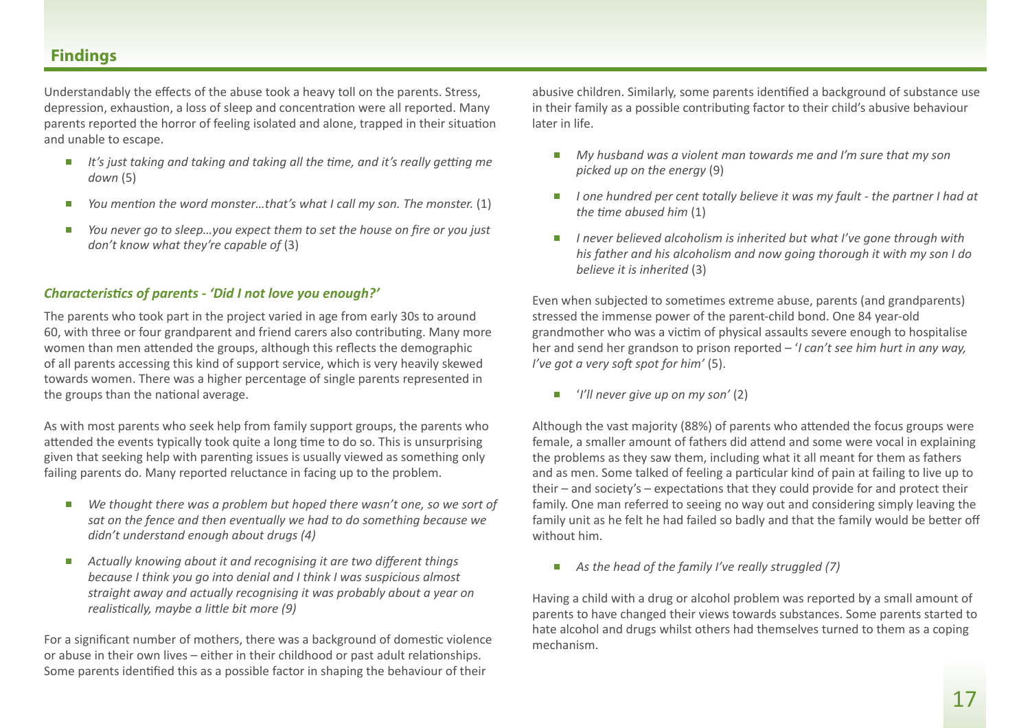## Findings

Understandably the effects of the abuse took a heavy toll on the parents. Stress, depression, exhaustion, a loss of sleep and concentration were all reported. Many parents reported the horror of feeling isolated and alone, trapped in their situation and unable to escape.

- *It's just taking and taking and taking all the time, and it's really getting me down* (5)
- *You mention the word monster…that's what I call my son. The monster.* (1)
- *You never go to sleep…you expect them to set the house on fire or you just don't know what they're capable of* (3)

### *Characteristics of parents - 'Did I not love you enough?'*

The parents who took part in the project varied in age from early 30s to around 60, with three or four grandparent and friend carers also contributing. Many more women than men attended the groups, although this reflects the demographic of all parents accessing this kind of support service, which is very heavily skewed towards women. There was a higher percentage of single parents represented in the groups than the national average.

As with most parents who seek help from family support groups, the parents who attended the events typically took quite a long time to do so. This is unsurprising given that seeking help with parenting issues is usually viewed as something only failing parents do. Many reported reluctance in facing up to the problem.

- *We thought there was a problem but hoped there wasn't one, so we sort of sat on the fence and then eventually we had to do something because we didn't understand enough about drugs (4)*
- *Actually knowing about it and recognising it are two different things because I think you go into denial and I think I was suspicious almost straight away and actually recognising it was probably about a year on realistically, maybe a little bit more (9)*

For a significant number of mothers, there was a background of domestic violence or abuse in their own lives – either in their childhood or past adult relationships. Some parents identified this as a possible factor in shaping the behaviour of their abusive children. Similarly, some parents identified a background of substance use in their family as a possible contributing factor to their child's abusive behaviour later in life.

- *My husband was a violent man towards me and I'm sure that my son picked up on the energy* (9)
- *I one hundred per cent totally believe it was my fault - the partner I had at the time abused him* (1)
- *I never believed alcoholism is inherited but what I've gone through with his father and his alcoholism and now going thorough it with my son I do believe it is inherited* (3)

Even when subjected to sometimes extreme abuse, parents (and grandparents) stressed the immense power of the parent-child bond. One 84 year-old grandmother who was a victim of physical assaults severe enough to hospitalise her and send her grandson to prison reported – '*I can't see him hurt in any way, I've got a very soft spot for him'* (5).

- '*I'll never give up on my son'* (2)

Although the vast majority (88%) of parents who attended the focus groups were female, a smaller amount of fathers did attend and some were vocal in explaining the problems as they saw them, including what it all meant for them as fathers and as men. Some talked of feeling a particular kind of pain at failing to live up to their – and society's – expectations that they could provide for and protect their family. One man referred to seeing no way out and considering simply leaving the family unit as he felt he had failed so badly and that the family would be better off without him.

- *As the head of the family I've really struggled (7)*

Having a child with a drug or alcohol problem was reported by a small amount of parents to have changed their views towards substances. Some parents started to hate alcohol and drugs whilst others had themselves turned to them as a coping mechanism.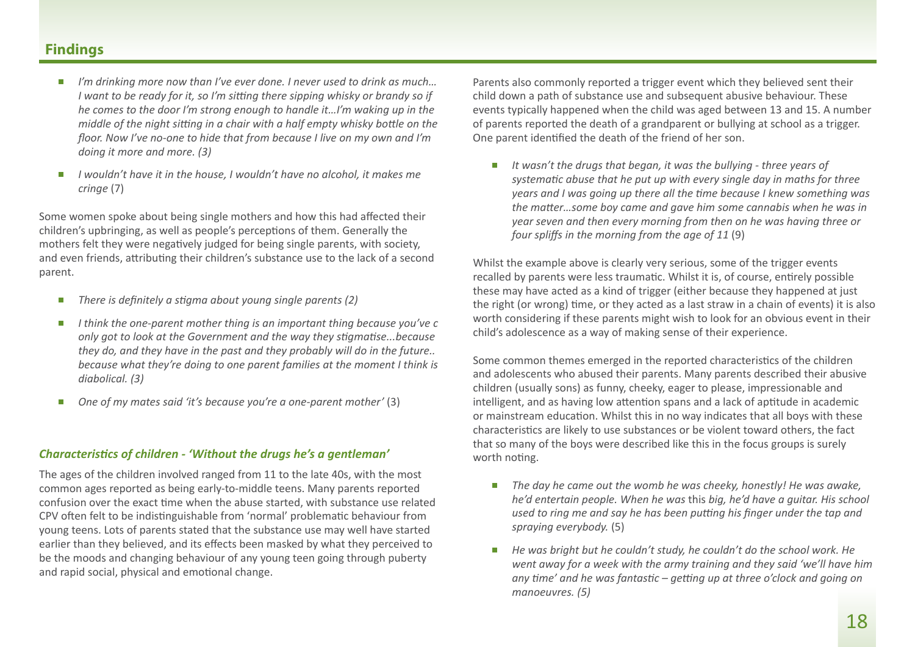- *I'm drinking more now than I've ever done. I never used to drink as much… I want to be ready for it, so I'm sitting there sipping whisky or brandy so if he comes to the door I'm strong enough to handle it…I'm waking up in the middle of the night sitting in a chair with a half empty whisky bottle on the floor. Now I've no-one to hide that from because I live on my own and I'm doing it more and more. (3)*
- *I wouldn't have it in the house, I wouldn't have no alcohol, it makes me cringe* (7)

Some women spoke about being single mothers and how this had affected their children's upbringing, as well as people's perceptions of them. Generally the mothers felt they were negatively judged for being single parents, with society, and even friends, attributing their children's substance use to the lack of a second parent.

- *There is definitely a stigma about young single parents (2)*
- *I think the one-parent mother thing is an important thing because you've c only got to look at the Government and the way they stigmatise...because they do, and they have in the past and they probably will do in the future.. because what they're doing to one parent families at the moment I think is diabolical. (3)*
- *One of my mates said 'it's because you're a one-parent mother'* (3)

### *Characteristics of children - 'Without the drugs he's a gentleman'*

The ages of the children involved ranged from 11 to the late 40s, with the most common ages reported as being early-to-middle teens. Many parents reported confusion over the exact time when the abuse started, with substance use related CPV often felt to be indistinguishable from 'normal' problematic behaviour from young teens. Lots of parents stated that the substance use may well have started earlier than they believed, and its effects been masked by what they perceived to be the moods and changing behaviour of any young teen going through puberty and rapid social, physical and emotional change.

Parents also commonly reported a trigger event which they believed sent their child down a path of substance use and subsequent abusive behaviour. These events typically happened when the child was aged between 13 and 15. A number of parents reported the death of a grandparent or bullying at school as a trigger. One parent identified the death of the friend of her son.

- *It wasn't the drugs that began, it was the bullying - three years of systematic abuse that he put up with every single day in maths for three years and I was going up there all the time because I knew something was the matter…some boy came and gave him some cannabis when he was in year seven and then every morning from then on he was having three or four spliffs in the morning from the age of 11* (9)

Whilst the example above is clearly very serious, some of the trigger events recalled by parents were less traumatic. Whilst it is, of course, entirely possible these may have acted as a kind of trigger (either because they happened at just the right (or wrong) time, or they acted as a last straw in a chain of events) it is also worth considering if these parents might wish to look for an obvious event in their child's adolescence as a way of making sense of their experience.

Some common themes emerged in the reported characteristics of the children and adolescents who abused their parents. Many parents described their abusive children (usually sons) as funny, cheeky, eager to please, impressionable and intelligent, and as having low attention spans and a lack of aptitude in academic or mainstream education. Whilst this in no way indicates that all boys with these characteristics are likely to use substances or be violent toward others, the fact that so many of the boys were described like this in the focus groups is surely worth noting.

- *The day he came out the womb he was cheeky, honestly! He was awake, he'd entertain people. When he was* this *big, he'd have a guitar. His school used to ring me and say he has been putting his finger under the tap and spraying everybody.* (5)
- *He was bright but he couldn't study, he couldn't do the school work. He went away for a week with the army training and they said 'we'll have him any time' and he was fantastic – getting up at three o'clock and going on manoeuvres. (5)*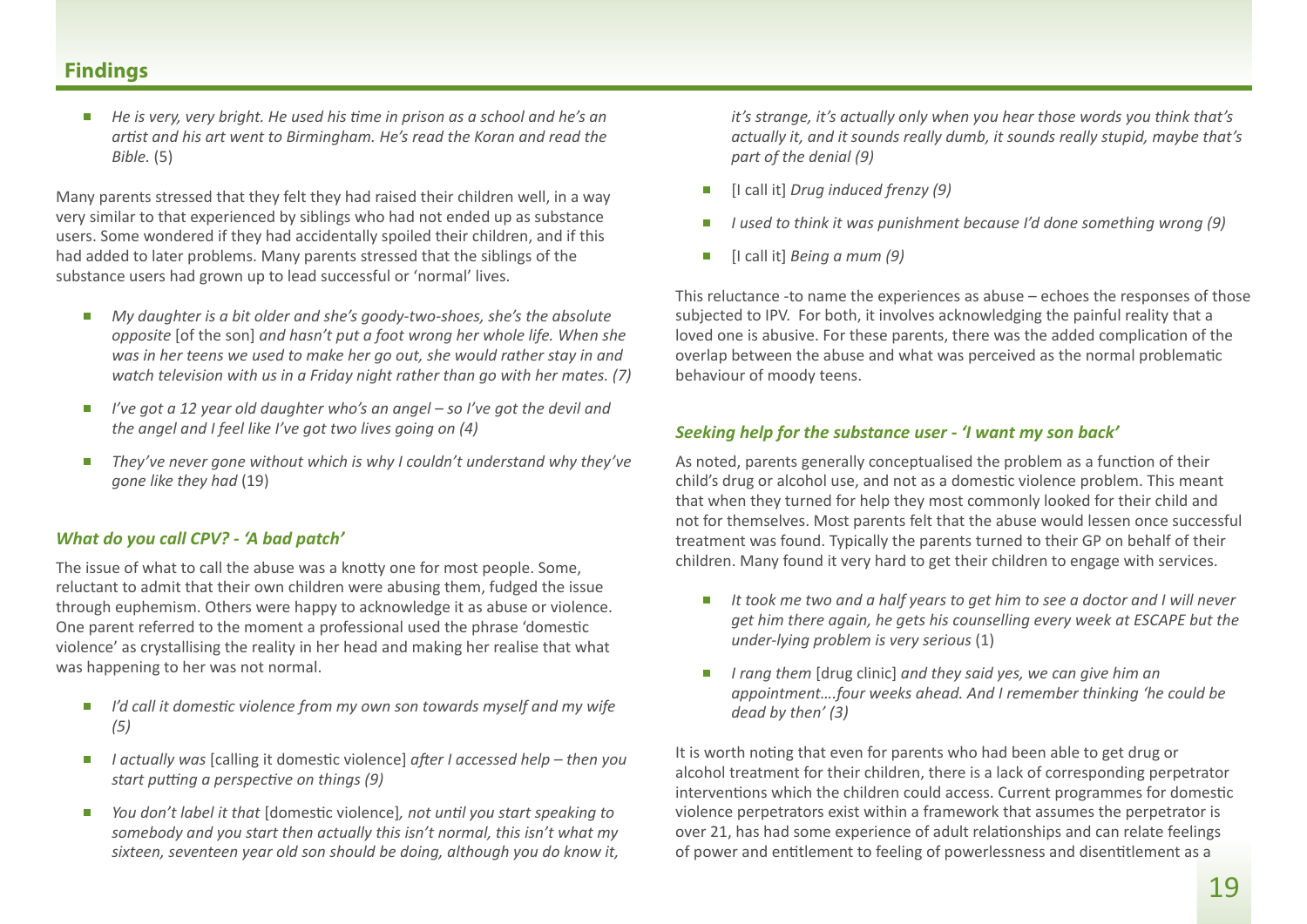## Findings

- *He is very, very bright. He used his time in prison as a school and he's an artist and his art went to Birmingham. He's read the Koran and read the Bible.* (5)

Many parents stressed that they felt they had raised their children well, in a way very similar to that experienced by siblings who had not ended up as substance users. Some wondered if they had accidentally spoiled their children, and if this had added to later problems. Many parents stressed that the siblings of the substance users had grown up to lead successful or 'normal' lives.

- *My daughter is a bit older and she's goody-two-shoes, she's the absolute opposite* [of the son] *and hasn't put a foot wrong her whole life. When she was in her teens we used to make her go out, she would rather stay in and watch television with us in a Friday night rather than go with her mates. (7)*
- *I've got a 12 year old daughter who's an angel – so I've got the devil and the angel and I feel like I've got two lives going on (4)*
- *They've never gone without which is why I couldn't understand why they've gone like they had* (19)

### *What do you call CPV? - 'A bad patch'*

The issue of what to call the abuse was a knotty one for most people. Some, reluctant to admit that their own children were abusing them, fudged the issue through euphemism. Others were happy to acknowledge it as abuse or violence. One parent referred to the moment a professional used the phrase 'domestic violence' as crystallising the reality in her head and making her realise that what was happening to her was not normal.

- *I'd call it domestic violence from my own son towards myself and my wife (5)*
- *I actually was* [calling it domestic violence] *after I accessed help – then you start putting a perspective on things (9)*
- *You don't label it that* [domestic violence]*, not until you start speaking to somebody and you start then actually this isn't normal, this isn't what my sixteen, seventeen year old son should be doing, although you do know it, it's strange, it's actually only when you hear those words you think that's actually it, and it sounds really dumb, it sounds really stupid, maybe that's part of the denial (9)*
- [I call it] *Drug induced frenzy (9)*
- *I used to think it was punishment because I'd done something wrong (9)*
- [I call it] *Being a mum (9)*

This reluctance -to name the experiences as abuse – echoes the responses of those subjected to IPV. For both, it involves acknowledging the painful reality that a loved one is abusive. For these parents, there was the added complication of the overlap between the abuse and what was perceived as the normal problematic behaviour of moody teens.

### *Seeking help for the substance user - 'I want my son back'*

As noted, parents generally conceptualised the problem as a function of their child's drug or alcohol use, and not as a domestic violence problem. This meant that when they turned for help they most commonly looked for their child and not for themselves. Most parents felt that the abuse would lessen once successful treatment was found. Typically the parents turned to their GP on behalf of their children. Many found it very hard to get their children to engage with services.

- *It took me two and a half years to get him to see a doctor and I will never get him there again, he gets his counselling every week at ESCAPE but the under-lying problem is very serious* (1)
- *I rang them* [drug clinic] *and they said yes, we can give him an appointment….four weeks ahead. And I remember thinking 'he could be dead by then' (3)*

It is worth noting that even for parents who had been able to get drug or alcohol treatment for their children, there is a lack of corresponding perpetrator interventions which the children could access. Current programmes for domestic violence perpetrators exist within a framework that assumes the perpetrator is over 21, has had some experience of adult relationships and can relate feelings of power and entitlement to feeling of powerlessness and disentitlement as a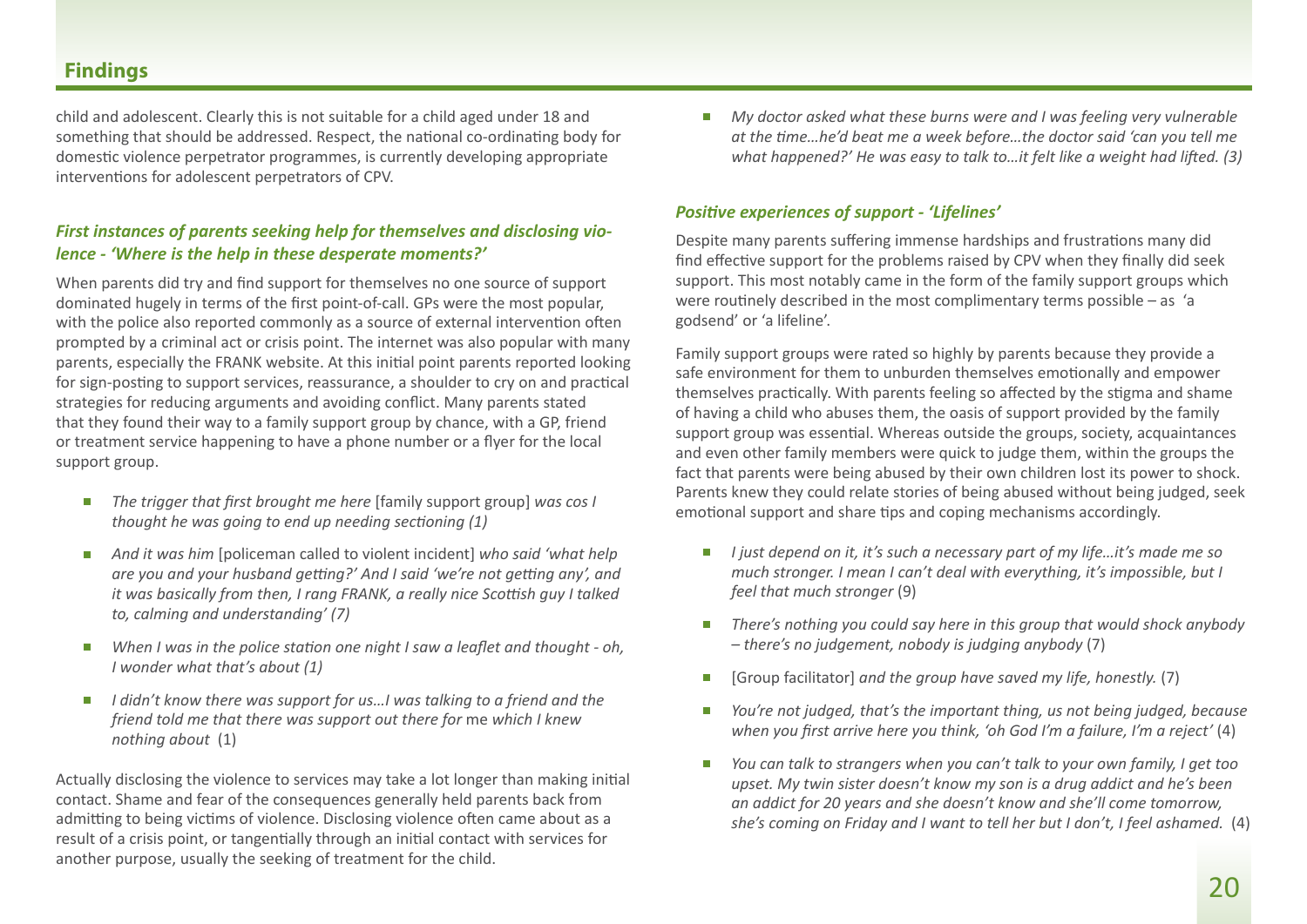child and adolescent. Clearly this is not suitable for a child aged under 18 and something that should be addressed. Respect, the national co-ordinating body for domestic violence perpetrator programmes, is currently developing appropriate interventions for adolescent perpetrators of CPV.

### *First instances of parents seeking help for themselves and disclosing violence - 'Where is the help in these desperate moments?'*

When parents did try and find support for themselves no one source of support dominated hugely in terms of the first point-of-call. GPs were the most popular, with the police also reported commonly as a source of external intervention often prompted by a criminal act or crisis point. The internet was also popular with many parents, especially the FRANK website. At this initial point parents reported looking for sign-posting to support services, reassurance, a shoulder to cry on and practical strategies for reducing arguments and avoiding conflict. Many parents stated that they found their way to a family support group by chance, with a GP, friend or treatment service happening to have a phone number or a flyer for the local support group.

- *The trigger that first brought me here* [family support group] *was cos I thought he was going to end up needing sectioning (1)*
- *And it was him* [policeman called to violent incident] *who said 'what help are you and your husband getting?' And I said 'we're not getting any', and it was basically from then, I rang FRANK, a really nice Scottish guy I talked to, calming and understanding' (7)*
- *When I was in the police station one night I saw a leaflet and thought - oh, I wonder what that's about (1)*
- *I didn't know there was support for us…I was talking to a friend and the friend told me that there was support out there for* me *which I knew nothing about* (1)

Actually disclosing the violence to services may take a lot longer than making initial contact. Shame and fear of the consequences generally held parents back from admitting to being victims of violence. Disclosing violence often came about as a result of a crisis point, or tangentially through an initial contact with services for another purpose, usually the seeking of treatment for the child.

- *My doctor asked what these burns were and I was feeling very vulnerable at the time…he'd beat me a week before…the doctor said 'can you tell me what happened?' He was easy to talk to…it felt like a weight had lifted. (3)*

### *Positive experiences of support - 'Lifelines'*

Despite many parents suffering immense hardships and frustrations many did find effective support for the problems raised by CPV when they finally did seek support. This most notably came in the form of the family support groups which were routinely described in the most complimentary terms possible – as 'a godsend' or 'a lifeline'.

Family support groups were rated so highly by parents because they provide a safe environment for them to unburden themselves emotionally and empower themselves practically. With parents feeling so affected by the stigma and shame of having a child who abuses them, the oasis of support provided by the family support group was essential. Whereas outside the groups, society, acquaintances and even other family members were quick to judge them, within the groups the fact that parents were being abused by their own children lost its power to shock. Parents knew they could relate stories of being abused without being judged, seek emotional support and share tips and coping mechanisms accordingly.

- *I just depend on it, it's such a necessary part of my life…it's made me so much stronger. I mean I can't deal with everything, it's impossible, but I feel that much stronger* (9)
- *There's nothing you could say here in this group that would shock anybody – there's no judgement, nobody is judging anybody* (7)
- [Group facilitator] *and the group have saved my life, honestly.* (7)
- *You're not judged, that's the important thing, us not being judged, because when you first arrive here you think, 'oh God I'm a failure, I'm a reject'* (4)
- *You can talk to strangers when you can't talk to your own family, I get too upset. My twin sister doesn't know my son is a drug addict and he's been an addict for 20 years and she doesn't know and she'll come tomorrow, she's coming on Friday and I want to tell her but I don't, I feel ashamed.* (4)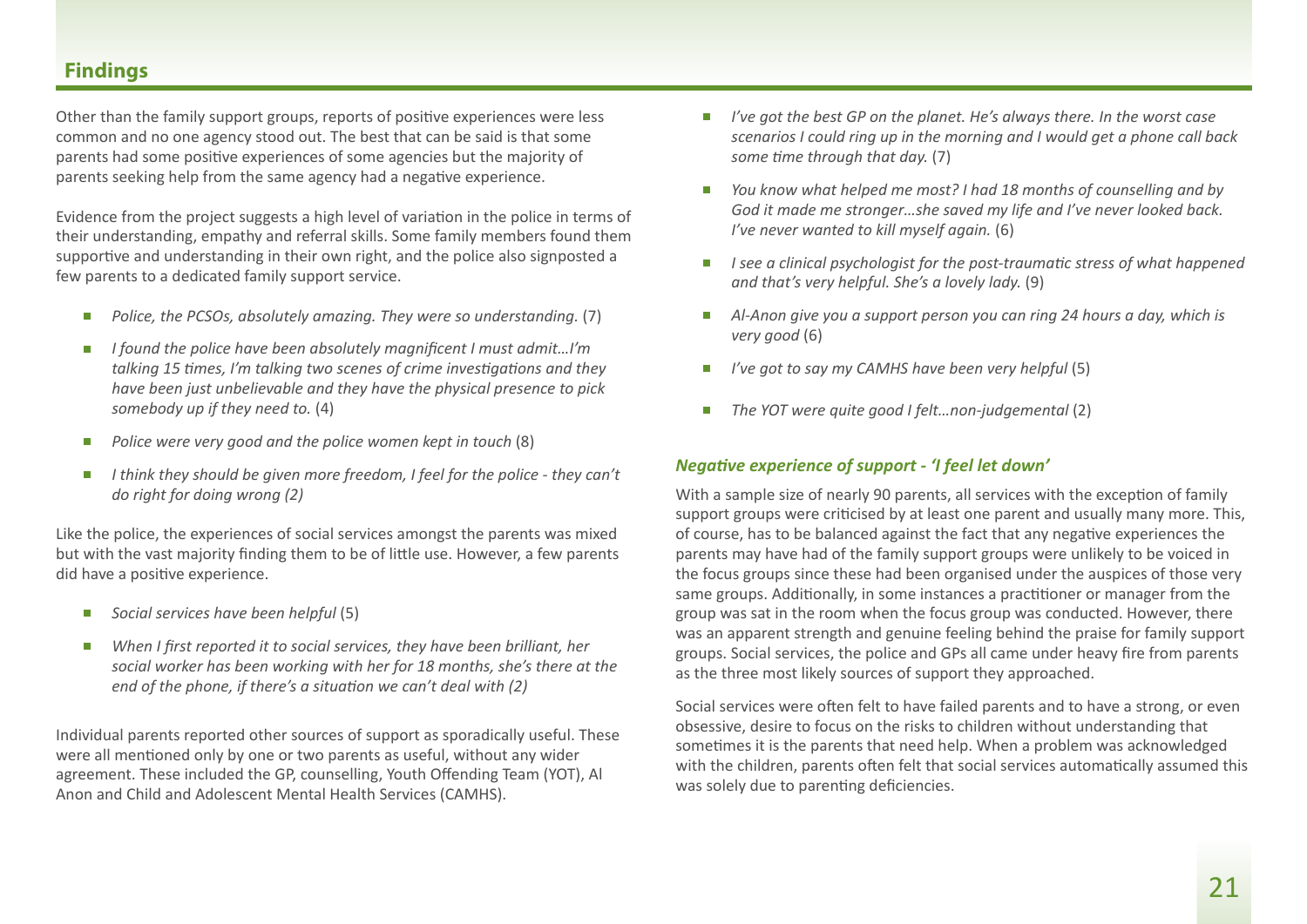## Findings

Other than the family support groups, reports of positive experiences were less common and no one agency stood out. The best that can be said is that some parents had some positive experiences of some agencies but the majority of parents seeking help from the same agency had a negative experience.

Evidence from the project suggests a high level of variation in the police in terms of their understanding, empathy and referral skills. Some family members found them supportive and understanding in their own right, and the police also signposted a few parents to a dedicated family support service.

- *Police, the PCSOs, absolutely amazing. They were so understanding.* (7)
- *I found the police have been absolutely magnificent I must admit…I'm talking 15 times, I'm talking two scenes of crime investigations and they have been just unbelievable and they have the physical presence to pick somebody up if they need to.* (4)
- *Police were very good and the police women kept in touch* (8)
- *I think they should be given more freedom, I feel for the police - they can't do right for doing wrong (2)*

Like the police, the experiences of social services amongst the parents was mixed but with the vast majority finding them to be of little use. However, a few parents did have a positive experience.

- *Social services have been helpful* (5)
- *When I first reported it to social services, they have been brilliant, her social worker has been working with her for 18 months, she's there at the end of the phone, if there's a situation we can't deal with (2)*

Individual parents reported other sources of support as sporadically useful. These were all mentioned only by one or two parents as useful, without any wider agreement. These included the GP, counselling, Youth Offending Team (YOT), Al Anon and Child and Adolescent Mental Health Services (CAMHS).

- *I've got the best GP on the planet. He's always there. In the worst case scenarios I could ring up in the morning and I would get a phone call back some time through that day.* (7)
- *You know what helped me most? I had 18 months of counselling and by God it made me stronger…she saved my life and I've never looked back. I've never wanted to kill myself again.* (6)
- *I see a clinical psychologist for the post-traumatic stress of what happened and that's very helpful. She's a lovely lady.* (9)
- *Al-Anon give you a support person you can ring 24 hours a day, which is very good* (6)
- *I've got to say my CAMHS have been very helpful* (5)
- *The YOT were quite good I felt…non-judgemental* (2)

### *Negative experience of support - 'I feel let down'*

With a sample size of nearly 90 parents, all services with the exception of family support groups were criticised by at least one parent and usually many more. This, of course, has to be balanced against the fact that any negative experiences the parents may have had of the family support groups were unlikely to be voiced in the focus groups since these had been organised under the auspices of those very same groups. Additionally, in some instances a practitioner or manager from the group was sat in the room when the focus group was conducted. However, there was an apparent strength and genuine feeling behind the praise for family support groups. Social services, the police and GPs all came under heavy fire from parents as the three most likely sources of support they approached.

Social services were often felt to have failed parents and to have a strong, or even obsessive, desire to focus on the risks to children without understanding that sometimes it is the parents that need help. When a problem was acknowledged with the children, parents often felt that social services automatically assumed this was solely due to parenting deficiencies.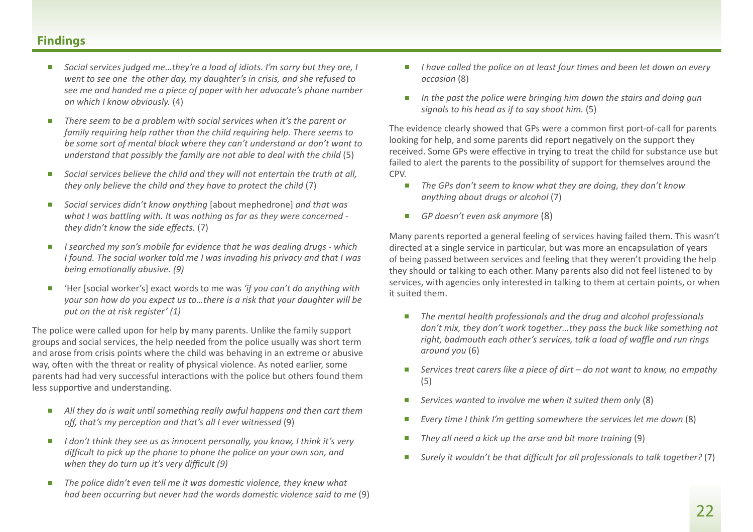## Findings

- *Social services judged me…they're a load of idiots. I'm sorry but they are, I went to see one the other day, my daughter's in crisis, and she refused to see me and handed me a piece of paper with her advocate's phone number on which I know obviously.* (4)
- *There seem to be a problem with social services when it's the parent or family requiring help rather than the child requiring help. There seems to be some sort of mental block where they can't understand or don't want to understand that possibly the family are not able to deal with the child* (5)
- *Social services believe the child and they will not entertain the truth at all, they only believe the child and they have to protect the child* (7)
- *Social services didn't know anything* [about mephedrone] *and that was what I was battling with. It was nothing as far as they were concerned - they didn't know the side effects.* (7)
- *I searched my son's mobile for evidence that he was dealing drugs - which I found. The social worker told me I was invading his privacy and that I was being emotionally abusive. (9)*
- 'Her [social worker's] exact words to me was *'if you can't do anything with your son how do you expect us to…there is a risk that your daughter will be put on the at risk register' (1)*

The police were called upon for help by many parents. Unlike the family support groups and social services, the help needed from the police usually was short term and arose from crisis points where the child was behaving in an extreme or abusive way, often with the threat or reality of physical violence. As noted earlier, some parents had had very successful interactions with the police but others found them less supportive and understanding.

- *All they do is wait until something really awful happens and then cart them off, that's my perception and that's all I ever witnessed* (9)
- *I don't think they see us as innocent personally, you know, I think it's very difficult to pick up the phone to phone the police on your own son, and when they do turn up it's very difficult (9)*
- *The police didn't even tell me it was domestic violence, they knew what had been occurring but never had the words domestic violence said to me* (9)
- *I have called the police on at least four times and been let down on every occasion* (8)
- *In the past the police were bringing him down the stairs and doing gun signals to his head as if to say shoot him.* (5)

The evidence clearly showed that GPs were a common first port-of-call for parents looking for help, and some parents did report negatively on the support they received. Some GPs were effective in trying to treat the child for substance use but failed to alert the parents to the possibility of support for themselves around the CPV.

- *The GPs don't seem to know what they are doing, they don't know anything about drugs or alcohol* (7)
- *GP doesn't even ask anymore* (8)

Many parents reported a general feeling of services having failed them. This wasn't directed at a single service in particular, but was more an encapsulation of years of being passed between services and feeling that they weren't providing the help they should or talking to each other. Many parents also did not feel listened to by services, with agencies only interested in talking to them at certain points, or when it suited them.

- *The mental health professionals and the drug and alcohol professionals don't mix, they don't work together…they pass the buck like something not right, badmouth each other's services, talk a load of waffle and run rings around you* (6)
- *Services treat carers like a piece of dirt – do not want to know, no empathy* (5)
- *Services wanted to involve me when it suited them only* (8)
- *Every time I think I'm getting somewhere the services let me down* (8)
- *They all need a kick up the arse and bit more training* (9)
- *Surely it wouldn't be that difficult for all professionals to talk together?* (7)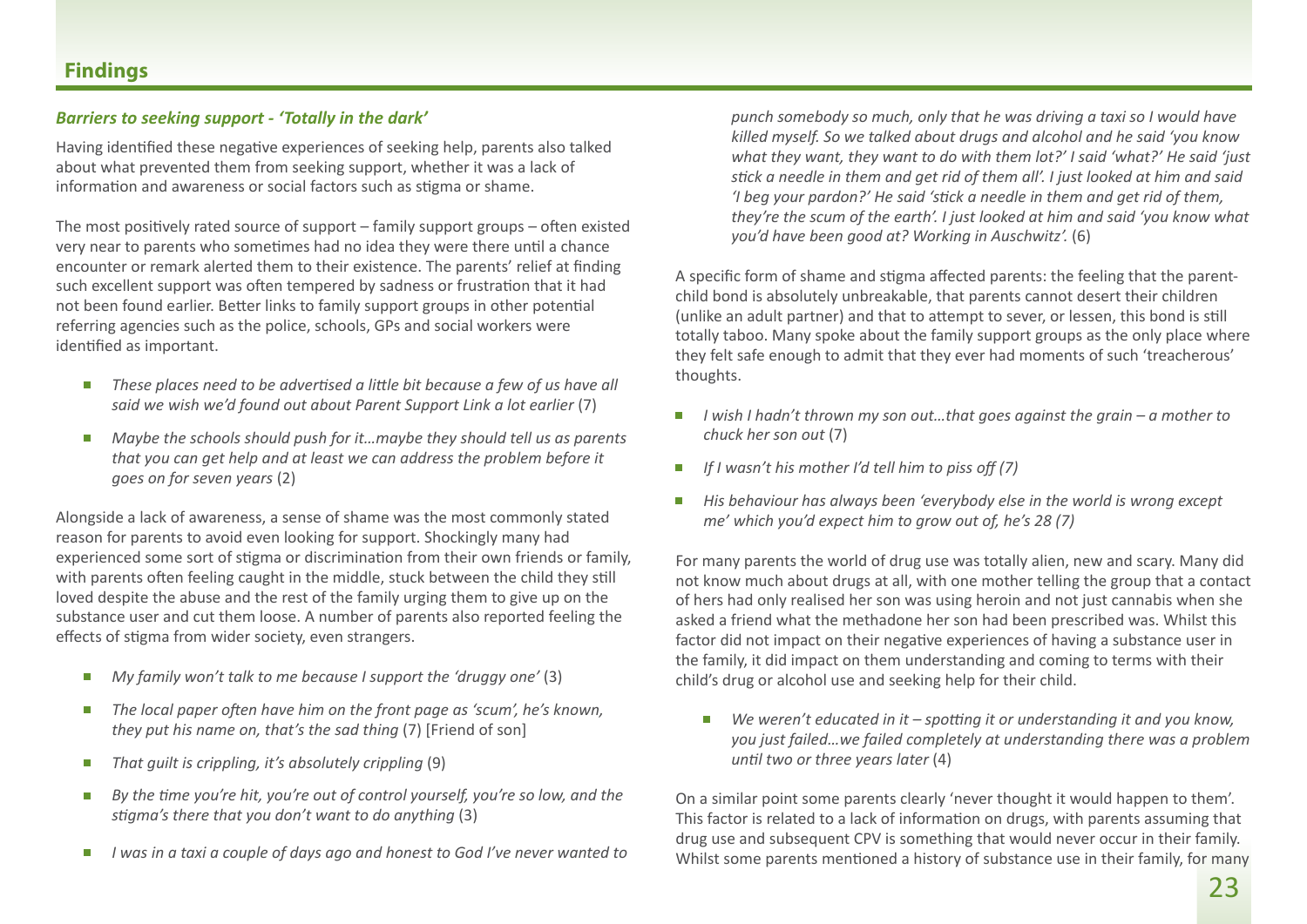## Findings

### *Barriers to seeking support - 'Totally in the dark'*

Having identified these negative experiences of seeking help, parents also talked about what prevented them from seeking support, whether it was a lack of information and awareness or social factors such as stigma or shame.

The most positively rated source of support – family support groups – often existed very near to parents who sometimes had no idea they were there until a chance encounter or remark alerted them to their existence. The parents' relief at finding such excellent support was often tempered by sadness or frustration that it had not been found earlier. Better links to family support groups in other potential referring agencies such as the police, schools, GPs and social workers were identified as important.

- *These places need to be advertised a little bit because a few of us have all said we wish we'd found out about Parent Support Link a lot earlier* (7)
- *Maybe the schools should push for it…maybe they should tell us as parents that you can get help and at least we can address the problem before it goes on for seven years* (2)

Alongside a lack of awareness, a sense of shame was the most commonly stated reason for parents to avoid even looking for support. Shockingly many had experienced some sort of stigma or discrimination from their own friends or family, with parents often feeling caught in the middle, stuck between the child they still loved despite the abuse and the rest of the family urging them to give up on the substance user and cut them loose. A number of parents also reported feeling the effects of stigma from wider society, even strangers.

- *My family won't talk to me because I support the 'druggy one'* (3)
- *The local paper often have him on the front page as 'scum', he's known, they put his name on, that's the sad thing* (7) [Friend of son]
- *That guilt is crippling, it's absolutely crippling* (9)
- *By the time you're hit, you're out of control yourself, you're so low, and the stigma's there that you don't want to do anything* (3)
- *I was in a taxi a couple of days ago and honest to God I've never wanted to punch somebody so much, only that he was driving a taxi so I would have killed myself. So we talked about drugs and alcohol and he said 'you know what they want, they want to do with them lot?' I said 'what?' He said 'just stick a needle in them and get rid of them all'. I just looked at him and said 'I beg your pardon?' He said 'stick a needle in them and get rid of them, they're the scum of the earth'. I just looked at him and said 'you know what you'd have been good at? Working in Auschwitz'.* (6)

A specific form of shame and stigma affected parents: the feeling that the parent-child bond is absolutely unbreakable, that parents cannot desert their children (unlike an adult partner) and that to attempt to sever, or lessen, this bond is still totally taboo. Many spoke about the family support groups as the only place where they felt safe enough to admit that they ever had moments of such 'treacherous' thoughts.

- *I wish I hadn't thrown my son out…that goes against the grain – a mother to chuck her son out* (7)
- *If I wasn't his mother I'd tell him to piss off (7)*
- *His behaviour has always been 'everybody else in the world is wrong except me' which you'd expect him to grow out of, he's 28 (7)*

For many parents the world of drug use was totally alien, new and scary. Many did not know much about drugs at all, with one mother telling the group that a contact of hers had only realised her son was using heroin and not just cannabis when she asked a friend what the methadone her son had been prescribed was. Whilst this factor did not impact on their negative experiences of having a substance user in the family, it did impact on them understanding and coming to terms with their child's drug or alcohol use and seeking help for their child.

- *We weren't educated in it – spotting it or understanding it and you know, you just failed…we failed completely at understanding there was a problem until two or three years later* (4)

On a similar point some parents clearly 'never thought it would happen to them'. This factor is related to a lack of information on drugs, with parents assuming that drug use and subsequent CPV is something that would never occur in their family. Whilst some parents mentioned a history of substance use in their family, for many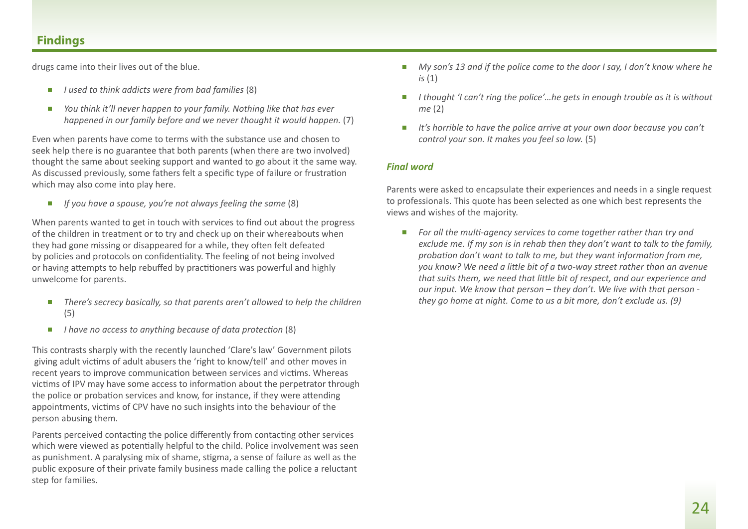drugs came into their lives out of the blue.

- *I used to think addicts were from bad families* (8)
- *You think it'll never happen to your family. Nothing like that has ever happened in our family before and we never thought it would happen.* (7)

Even when parents have come to terms with the substance use and chosen to seek help there is no guarantee that both parents (when there are two involved) thought the same about seeking support and wanted to go about it the same way. As discussed previously, some fathers felt a specific type of failure or frustration which may also come into play here.

- *If you have a spouse, you're not always feeling the same* (8)

When parents wanted to get in touch with services to find out about the progress of the children in treatment or to try and check up on their whereabouts when they had gone missing or disappeared for a while, they often felt defeated by policies and protocols on confidentiality. The feeling of not being involved or having attempts to help rebuffed by practitioners was powerful and highly unwelcome for parents.

- *There's secrecy basically, so that parents aren't allowed to help the children* (5)
- *I have no access to anything because of data protection* (8)

This contrasts sharply with the recently launched 'Clare's law' Government pilots giving adult victims of adult abusers the 'right to know/tell' and other moves in recent years to improve communication between services and victims. Whereas victims of IPV may have some access to information about the perpetrator through the police or probation services and know, for instance, if they were attending appointments, victims of CPV have no such insights into the behaviour of the person abusing them.

Parents perceived contacting the police differently from contacting other services which were viewed as potentially helpful to the child. Police involvement was seen as punishment. A paralysing mix of shame, stigma, a sense of failure as well as the public exposure of their private family business made calling the police a reluctant step for families.

- *My son's 13 and if the police come to the door I say, I don't know where he is* (1)
- *I thought 'I can't ring the police'…he gets in enough trouble as it is without me* (2)
- *It's horrible to have the police arrive at your own door because you can't control your son. It makes you feel so low.* (5)

### *Final word*

Parents were asked to encapsulate their experiences and needs in a single request to professionals. This quote has been selected as one which best represents the views and wishes of the majority.

- *For all the multi-agency services to come together rather than try and exclude me. If my son is in rehab then they don't want to talk to the family, probation don't want to talk to me, but they want information from me, you know? We need a little bit of a two-way street rather than an avenue that suits them, we need that little bit of respect, and our experience and our input. We know that person – they don't. We live with that person - they go home at night. Come to us a bit more, don't exclude us. (9)*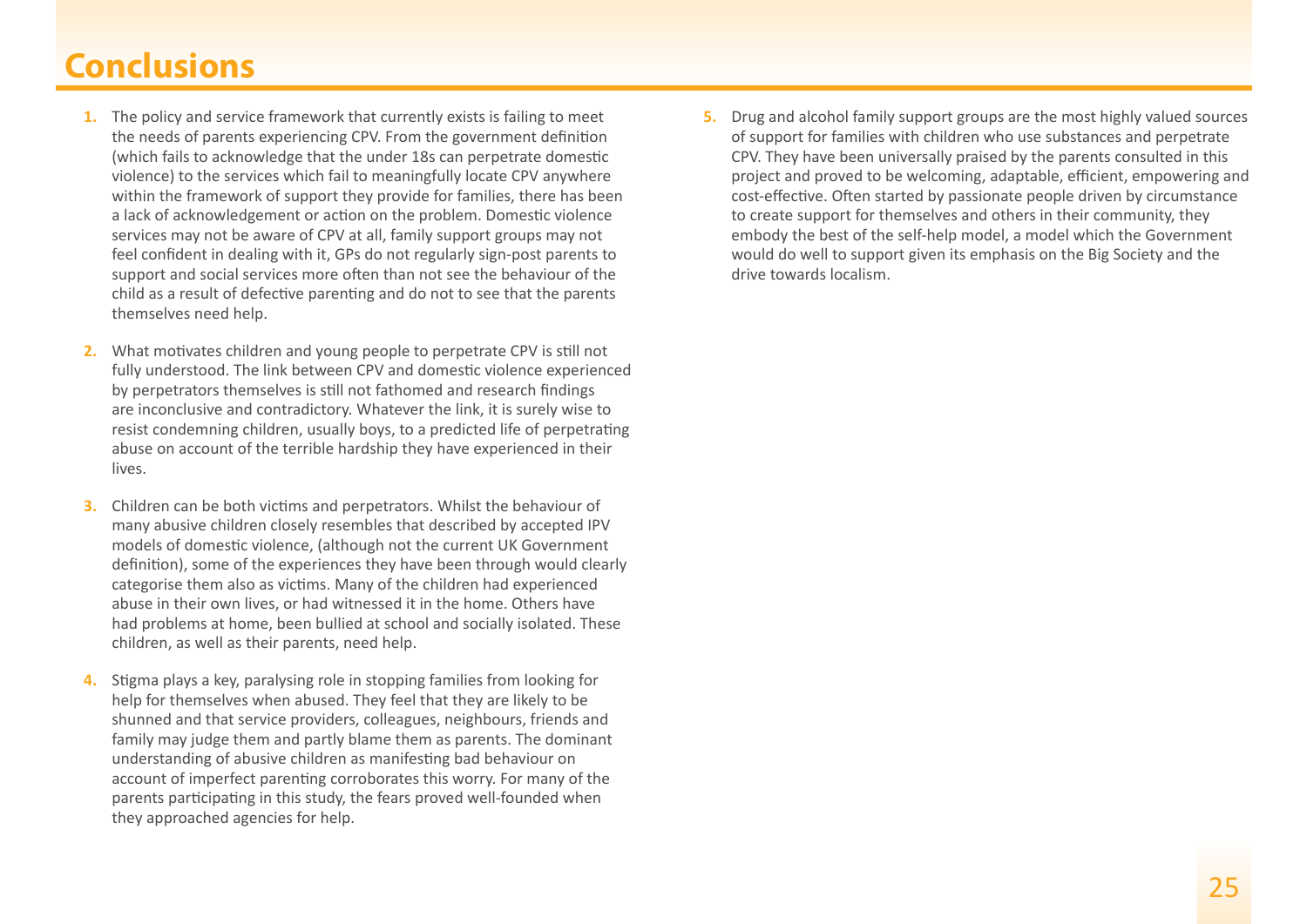# Conclusions

1. The policy and service framework that currently exists is failing to meet the needs of parents experiencing CPV. From the government definition (which fails to acknowledge that the under 18s can perpetrate domestic violence) to the services which fail to meaningfully locate CPV anywhere within the framework of support they provide for families, there has been a lack of acknowledgement or action on the problem. Domestic violence services may not be aware of CPV at all, family support groups may not feel confident in dealing with it, GPs do not regularly sign-post parents to support and social services more often than not see the behaviour of the child as a result of defective parenting and do not to see that the parents themselves need help.

2. What motivates children and young people to perpetrate CPV is still not fully understood. The link between CPV and domestic violence experienced by perpetrators themselves is still not fathomed and research findings are inconclusive and contradictory. Whatever the link, it is surely wise to resist condemning children, usually boys, to a predicted life of perpetrating abuse on account of the terrible hardship they have experienced in their lives.

3. Children can be both victims and perpetrators. Whilst the behaviour of many abusive children closely resembles that described by accepted IPV models of domestic violence, (although not the current UK Government definition), some of the experiences they have been through would clearly categorise them also as victims. Many of the children had experienced abuse in their own lives, or had witnessed it in the home. Others have had problems at home, been bullied at school and socially isolated. These children, as well as their parents, need help.

4. Stigma plays a key, paralysing role in stopping families from looking for help for themselves when abused. They feel that they are likely to be shunned and that service providers, colleagues, neighbours, friends and family may judge them and partly blame them as parents. The dominant understanding of abusive children as manifesting bad behaviour on account of imperfect parenting corroborates this worry. For many of the parents participating in this study, the fears proved well-founded when they approached agencies for help.

5. Drug and alcohol family support groups are the most highly valued sources of support for families with children who use substances and perpetrate CPV. They have been universally praised by the parents consulted in this project and proved to be welcoming, adaptable, efficient, empowering and cost-effective. Often started by passionate people driven by circumstance to create support for themselves and others in their community, they embody the best of the self-help model, a model which the Government would do well to support given its emphasis on the Big Society and the drive towards localism.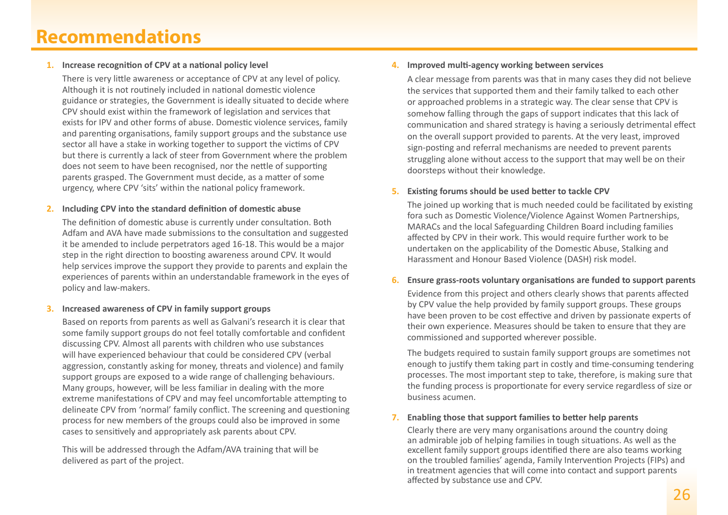# Recommendations

1. **Increase recognition of CPV at a national policy level**

   There is very little awareness or acceptance of CPV at any level of policy. Although it is not routinely included in national domestic violence guidance or strategies, the Government is ideally situated to decide where CPV should exist within the framework of legislation and services that exists for IPV and other forms of abuse. Domestic violence services, family and parenting organisations, family support groups and the substance use sector all have a stake in working together to support the victims of CPV but there is currently a lack of steer from Government where the problem does not seem to have been recognised, nor the nettle of supporting parents grasped. The Government must decide, as a matter of some urgency, where CPV 'sits' within the national policy framework.

2. **Including CPV into the standard definition of domestic abuse**

   The definition of domestic abuse is currently under consultation. Both Adfam and AVA have made submissions to the consultation and suggested it be amended to include perpetrators aged 16-18. This would be a major step in the right direction to boosting awareness around CPV. It would help services improve the support they provide to parents and explain the experiences of parents within an understandable framework in the eyes of policy and law-makers.

3. **Increased awareness of CPV in family support groups**

   Based on reports from parents as well as Galvani's research it is clear that some family support groups do not feel totally comfortable and confident discussing CPV. Almost all parents with children who use substances will have experienced behaviour that could be considered CPV (verbal aggression, constantly asking for money, threats and violence) and family support groups are exposed to a wide range of challenging behaviours. Many groups, however, will be less familiar in dealing with the more extreme manifestations of CPV and may feel uncomfortable attempting to delineate CPV from 'normal' family conflict. The screening and questioning process for new members of the groups could also be improved in some cases to sensitively and appropriately ask parents about CPV.

   This will be addressed through the Adfam/AVA training that will be delivered as part of the project.

4. **Improved multi-agency working between services**

   A clear message from parents was that in many cases they did not believe the services that supported them and their family talked to each other or approached problems in a strategic way. The clear sense that CPV is somehow falling through the gaps of support indicates that this lack of communication and shared strategy is having a seriously detrimental effect on the overall support provided to parents. At the very least, improved sign-posting and referral mechanisms are needed to prevent parents struggling alone without access to the support that may well be on their doorsteps without their knowledge.

5. **Existing forums should be used better to tackle CPV**

   The joined up working that is much needed could be facilitated by existing fora such as Domestic Violence/Violence Against Women Partnerships, MARACs and the local Safeguarding Children Board including families affected by CPV in their work. This would require further work to be undertaken on the applicability of the Domestic Abuse, Stalking and Harassment and Honour Based Violence (DASH) risk model.

6. **Ensure grass-roots voluntary organisations are funded to support parents**

   Evidence from this project and others clearly shows that parents affected by CPV value the help provided by family support groups. These groups have been proven to be cost effective and driven by passionate experts of their own experience. Measures should be taken to ensure that they are commissioned and supported wherever possible.

   The budgets required to sustain family support groups are sometimes not enough to justify them taking part in costly and time-consuming tendering processes. The most important step to take, therefore, is making sure that the funding process is proportionate for every service regardless of size or business acumen.

7. **Enabling those that support families to better help parents**

   Clearly there are very many organisations around the country doing an admirable job of helping families in tough situations. As well as the excellent family support groups identified there are also teams working on the troubled families' agenda, Family Intervention Projects (FIPs) and in treatment agencies that will come into contact and support parents affected by substance use and CPV.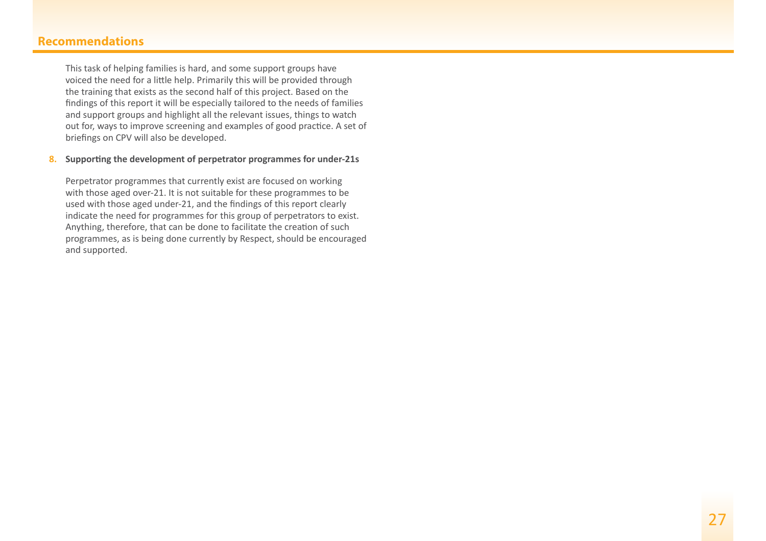This task of helping families is hard, and some support groups have voiced the need for a little help. Primarily this will be provided through the training that exists as the second half of this project. Based on the findings of this report it will be especially tailored to the needs of families and support groups and highlight all the relevant issues, things to watch out for, ways to improve screening and examples of good practice. A set of briefings on CPV will also be developed.

**8. Supporting the development of perpetrator programmes for under-21s**

Perpetrator programmes that currently exist are focused on working with those aged over-21. It is not suitable for these programmes to be used with those aged under-21, and the findings of this report clearly indicate the need for programmes for this group of perpetrators to exist. Anything, therefore, that can be done to facilitate the creation of such programmes, as is being done currently by Respect, should be encouraged and supported.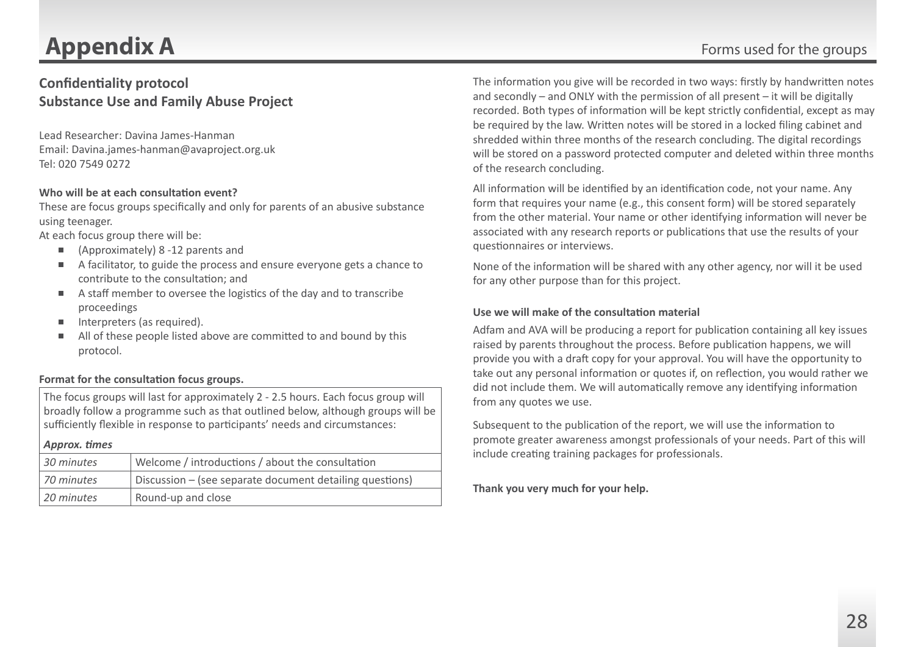# Appendix A

Forms used for the groups

## Confidentiality protocol
## Substance Use and Family Abuse Project

Lead Researcher: Davina James-Hanman
Email: Davina.james-hanman@avaproject.org.uk
Tel: 020 7549 0272

**Who will be at each consultation event?**

These are focus groups specifically and only for parents of an abusive substance using teenager.
At each focus group there will be:

- (Approximately) 8 -12 parents and
- A facilitator, to guide the process and ensure everyone gets a chance to contribute to the consultation; and
- A staff member to oversee the logistics of the day and to transcribe proceedings
- Interpreters (as required).
- All of these people listed above are committed to and bound by this protocol.

**Format for the consultation focus groups.**

The focus groups will last for approximately 2 - 2.5 hours. Each focus group will broadly follow a programme such as that outlined below, although groups will be sufficiently flexible in response to participants' needs and circumstances:

| *Approx. times* | |
|---|---|
| *30 minutes* | Welcome / introductions / about the consultation |
| *70 minutes* | Discussion – (see separate document detailing questions) |
| *20 minutes* | Round-up and close |

The information you give will be recorded in two ways: firstly by handwritten notes and secondly – and ONLY with the permission of all present – it will be digitally recorded. Both types of information will be kept strictly confidential, except as may be required by the law. Written notes will be stored in a locked filing cabinet and shredded within three months of the research concluding. The digital recordings will be stored on a password protected computer and deleted within three months of the research concluding.

All information will be identified by an identification code, not your name. Any form that requires your name (e.g., this consent form) will be stored separately from the other material. Your name or other identifying information will never be associated with any research reports or publications that use the results of your questionnaires or interviews.

None of the information will be shared with any other agency, nor will it be used for any other purpose than for this project.

**Use we will make of the consultation material**

Adfam and AVA will be producing a report for publication containing all key issues raised by parents throughout the process. Before publication happens, we will provide you with a draft copy for your approval. You will have the opportunity to take out any personal information or quotes if, on reflection, you would rather we did not include them. We will automatically remove any identifying information from any quotes we use.

Subsequent to the publication of the report, we will use the information to promote greater awareness amongst professionals of your needs. Part of this will include creating training packages for professionals.

**Thank you very much for your help.**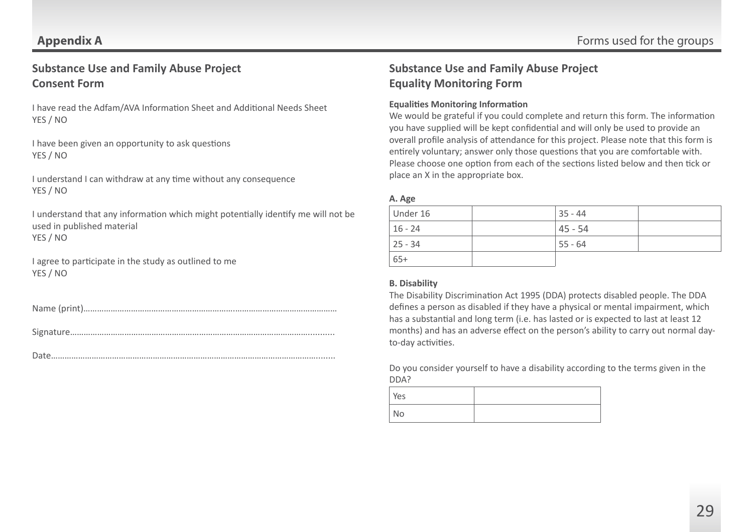## Appendix A

Forms used for the groups

### Substance Use and Family Abuse Project
### Consent Form

I have read the Adfam/AVA Information Sheet and Additional Needs Sheet
YES / NO

I have been given an opportunity to ask questions
YES / NO

I understand I can withdraw at any time without any consequence
YES / NO

I understand that any information which might potentially identify me will not be used in published material
YES / NO

I agree to participate in the study as outlined to me
YES / NO

Name (print)………………………………………………………………………………………………

Signature…………………………………………………………………………………………..........

Date……………………………………………………………………………………………….........

### Substance Use and Family Abuse Project
### Equality Monitoring Form

**Equalities Monitoring Information**

We would be grateful if you could complete and return this form. The information you have supplied will be kept confidential and will only be used to provide an overall profile analysis of attendance for this project. Please note that this form is entirely voluntary; answer only those questions that you are comfortable with. Please choose one option from each of the sections listed below and then tick or place an X in the appropriate box.

**A. Age**

| | | | |
|---|---|---|---|
| Under 16 | | 35 - 44 | |
| 16 - 24 | | 45 - 54 | |
| 25 - 34 | | 55 - 64 | |
| 65+ | | | |

**B. Disability**

The Disability Discrimination Act 1995 (DDA) protects disabled people. The DDA defines a person as disabled if they have a physical or mental impairment, which has a substantial and long term (i.e. has lasted or is expected to last at least 12 months) and has an adverse effect on the person's ability to carry out normal day-to-day activities.

Do you consider yourself to have a disability according to the terms given in the DDA?

| | |
|---|---|
| Yes | |
| No | |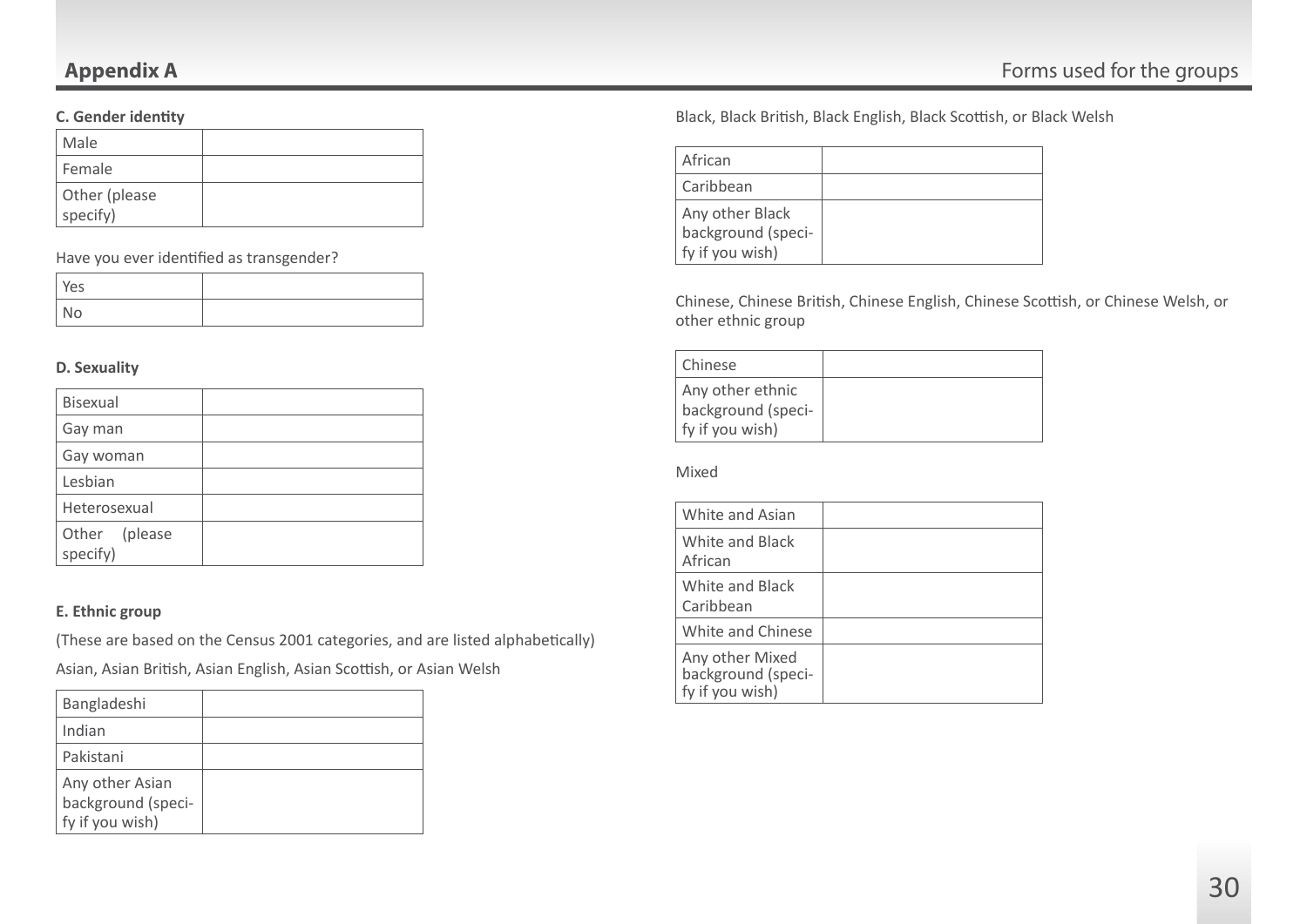### C. Gender identity

| | |
|---|---|
| Male | |
| Female | |
| Other (please specify) | |

Have you ever identified as transgender?

| | |
|---|---|
| Yes | |
| No | |

### D. Sexuality

| | |
|---|---|
| Bisexual | |
| Gay man | |
| Gay woman | |
| Lesbian | |
| Heterosexual | |
| Other (please specify) | |

### E. Ethnic group

(These are based on the Census 2001 categories, and are listed alphabetically)

Asian, Asian British, Asian English, Asian Scottish, or Asian Welsh

| | |
|---|---|
| Bangladeshi | |
| Indian | |
| Pakistani | |
| Any other Asian background (specify if you wish) | |

Black, Black British, Black English, Black Scottish, or Black Welsh

| | |
|---|---|
| African | |
| Caribbean | |
| Any other Black background (specify if you wish) | |

Chinese, Chinese British, Chinese English, Chinese Scottish, or Chinese Welsh, or other ethnic group

| | |
|---|---|
| Chinese | |
| Any other ethnic background (specify if you wish) | |

Mixed

| | |
|---|---|
| White and Asian | |
| White and Black African | |
| White and Black Caribbean | |
| White and Chinese | |
| Any other Mixed background (specify if you wish) | |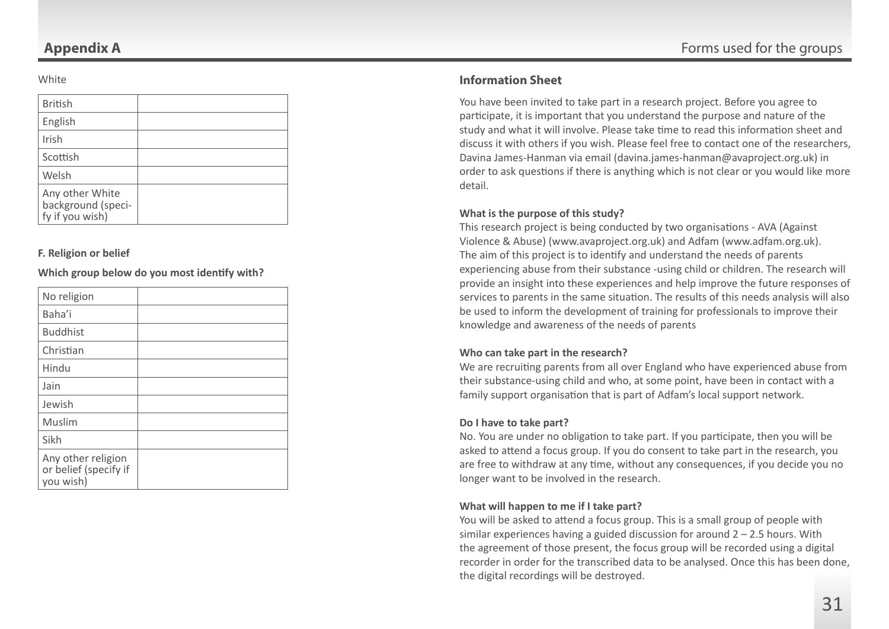White

| | |
|---|---|
| British | |
| English | |
| Irish | |
| Scottish | |
| Welsh | |
| Any other White background (specify if you wish) | |

**F. Religion or belief**

**Which group below do you most identify with?**

| | |
|---|---|
| No religion | |
| Baha'i | |
| Buddhist | |
| Christian | |
| Hindu | |
| Jain | |
| Jewish | |
| Muslim | |
| Sikh | |
| Any other religion or belief (specify if you wish) | |

### Information Sheet

You have been invited to take part in a research project. Before you agree to participate, it is important that you understand the purpose and nature of the study and what it will involve. Please take time to read this information sheet and discuss it with others if you wish. Please feel free to contact one of the researchers, Davina James-Hanman via email (davina.james-hanman@avaproject.org.uk) in order to ask questions if there is anything which is not clear or you would like more detail.

**What is the purpose of this study?**
This research project is being conducted by two organisations - AVA (Against Violence & Abuse) (www.avaproject.org.uk) and Adfam (www.adfam.org.uk). The aim of this project is to identify and understand the needs of parents experiencing abuse from their substance -using child or children. The research will provide an insight into these experiences and help improve the future responses of services to parents in the same situation. The results of this needs analysis will also be used to inform the development of training for professionals to improve their knowledge and awareness of the needs of parents

**Who can take part in the research?**
We are recruiting parents from all over England who have experienced abuse from their substance-using child and who, at some point, have been in contact with a family support organisation that is part of Adfam's local support network.

**Do I have to take part?**
No. You are under no obligation to take part. If you participate, then you will be asked to attend a focus group. If you do consent to take part in the research, you are free to withdraw at any time, without any consequences, if you decide you no longer want to be involved in the research.

**What will happen to me if I take part?**
You will be asked to attend a focus group. This is a small group of people with similar experiences having a guided discussion for around 2 – 2.5 hours. With the agreement of those present, the focus group will be recorded using a digital recorder in order for the transcribed data to be analysed. Once this has been done, the digital recordings will be destroyed.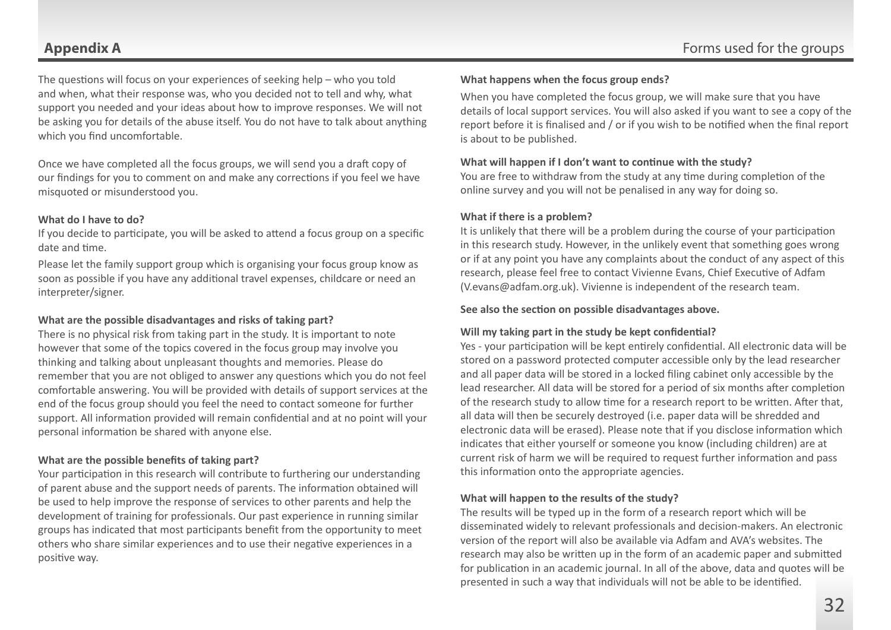The questions will focus on your experiences of seeking help – who you told and when, what their response was, who you decided not to tell and why, what support you needed and your ideas about how to improve responses. We will not be asking you for details of the abuse itself. You do not have to talk about anything which you find uncomfortable.

Once we have completed all the focus groups, we will send you a draft copy of our findings for you to comment on and make any corrections if you feel we have misquoted or misunderstood you.

**What do I have to do?**

If you decide to participate, you will be asked to attend a focus group on a specific date and time.

Please let the family support group which is organising your focus group know as soon as possible if you have any additional travel expenses, childcare or need an interpreter/signer.

**What are the possible disadvantages and risks of taking part?**

There is no physical risk from taking part in the study. It is important to note however that some of the topics covered in the focus group may involve you thinking and talking about unpleasant thoughts and memories. Please do remember that you are not obliged to answer any questions which you do not feel comfortable answering. You will be provided with details of support services at the end of the focus group should you feel the need to contact someone for further support. All information provided will remain confidential and at no point will your personal information be shared with anyone else.

**What are the possible benefits of taking part?**

Your participation in this research will contribute to furthering our understanding of parent abuse and the support needs of parents. The information obtained will be used to help improve the response of services to other parents and help the development of training for professionals. Our past experience in running similar groups has indicated that most participants benefit from the opportunity to meet others who share similar experiences and to use their negative experiences in a positive way.

**What happens when the focus group ends?**

When you have completed the focus group, we will make sure that you have details of local support services. You will also asked if you want to see a copy of the report before it is finalised and / or if you wish to be notified when the final report is about to be published.

**What will happen if I don't want to continue with the study?**

You are free to withdraw from the study at any time during completion of the online survey and you will not be penalised in any way for doing so.

**What if there is a problem?**

It is unlikely that there will be a problem during the course of your participation in this research study. However, in the unlikely event that something goes wrong or if at any point you have any complaints about the conduct of any aspect of this research, please feel free to contact Vivienne Evans, Chief Executive of Adfam (V.evans@adfam.org.uk). Vivienne is independent of the research team.

**See also the section on possible disadvantages above.**

**Will my taking part in the study be kept confidential?**

Yes - your participation will be kept entirely confidential. All electronic data will be stored on a password protected computer accessible only by the lead researcher and all paper data will be stored in a locked filing cabinet only accessible by the lead researcher. All data will be stored for a period of six months after completion of the research study to allow time for a research report to be written. After that, all data will then be securely destroyed (i.e. paper data will be shredded and electronic data will be erased). Please note that if you disclose information which indicates that either yourself or someone you know (including children) are at current risk of harm we will be required to request further information and pass this information onto the appropriate agencies.

**What will happen to the results of the study?**

The results will be typed up in the form of a research report which will be disseminated widely to relevant professionals and decision-makers. An electronic version of the report will also be available via Adfam and AVA's websites. The research may also be written up in the form of an academic paper and submitted for publication in an academic journal. In all of the above, data and quotes will be presented in such a way that individuals will not be able to be identified.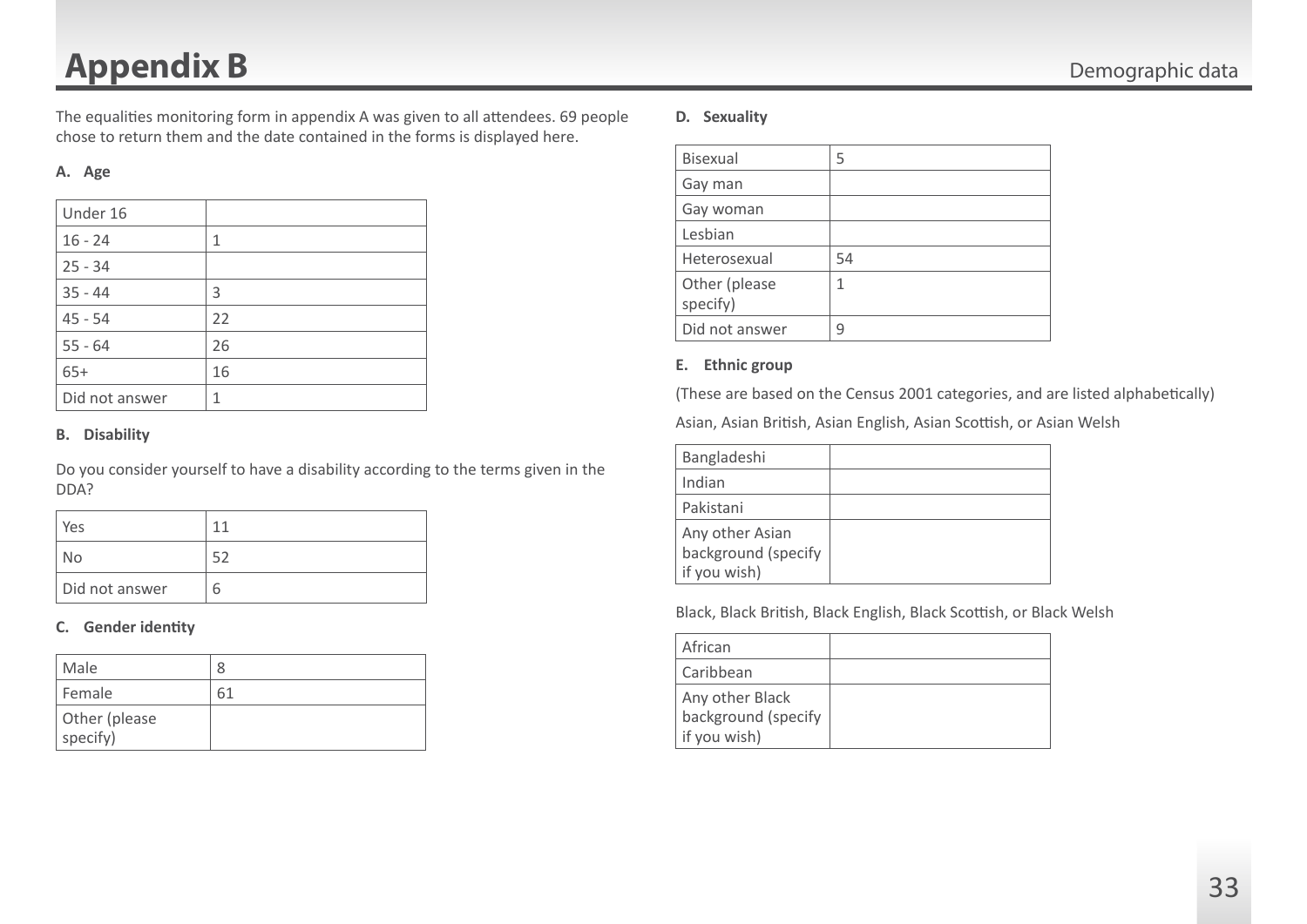# Appendix B

Demographic data

The equalities monitoring form in appendix A was given to all attendees. 69 people chose to return them and the date contained in the forms is displayed here.

**A. Age**

| | |
|---|---|
| Under 16 | |
| 16 - 24 | 1 |
| 25 - 34 | |
| 35 - 44 | 3 |
| 45 - 54 | 22 |
| 55 - 64 | 26 |
| 65+ | 16 |
| Did not answer | 1 |

**B. Disability**

Do you consider yourself to have a disability according to the terms given in the DDA?

| | |
|---|---|
| Yes | 11 |
| No | 52 |
| Did not answer | 6 |

**C. Gender identity**

| | |
|---|---|
| Male | 8 |
| Female | 61 |
| Other (please specify) | |

**D. Sexuality**

| | |
|---|---|
| Bisexual | 5 |
| Gay man | |
| Gay woman | |
| Lesbian | |
| Heterosexual | 54 |
| Other (please specify) | 1 |
| Did not answer | 9 |

**E. Ethnic group**

(These are based on the Census 2001 categories, and are listed alphabetically)

Asian, Asian British, Asian English, Asian Scottish, or Asian Welsh

| | |
|---|---|
| Bangladeshi | |
| Indian | |
| Pakistani | |
| Any other Asian background (specify if you wish) | |

Black, Black British, Black English, Black Scottish, or Black Welsh

| | |
|---|---|
| African | |
| Caribbean | |
| Any other Black background (specify if you wish) | |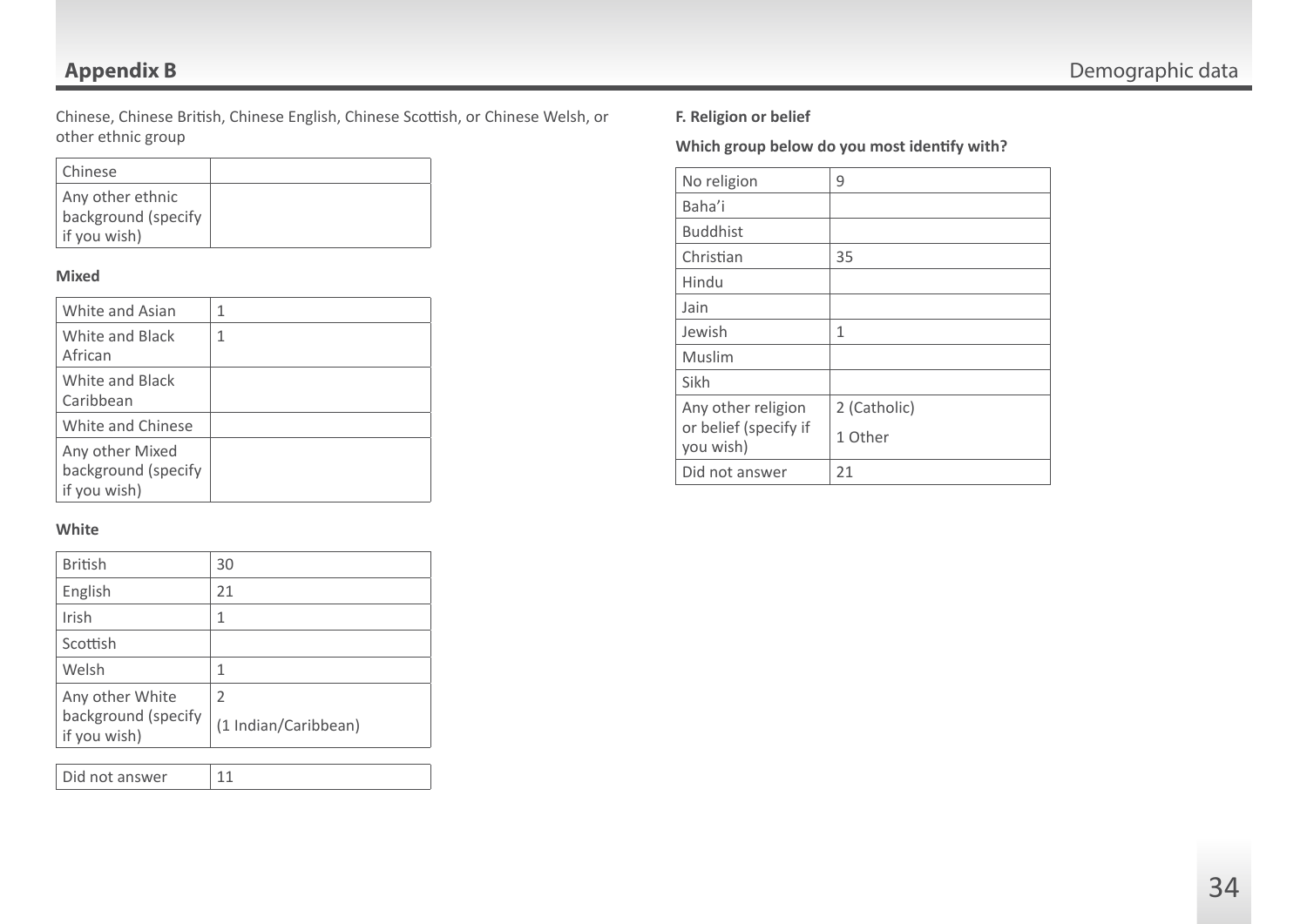Chinese, Chinese British, Chinese English, Chinese Scottish, or Chinese Welsh, or other ethnic group

| | |
|---|---|
| Chinese | |
| Any other ethnic background (specify if you wish) | |

**Mixed**

| | |
|---|---|
| White and Asian | 1 |
| White and Black African | 1 |
| White and Black Caribbean | |
| White and Chinese | |
| Any other Mixed background (specify if you wish) | |

**White**

| | |
|---|---|
| British | 30 |
| English | 21 |
| Irish | 1 |
| Scottish | |
| Welsh | 1 |
| Any other White background (specify if you wish) | 2 (1 Indian/Caribbean) |

| | |
|---|---|
| Did not answer | 11 |

**F. Religion or belief**

**Which group below do you most identify with?**

| | |
|---|---|
| No religion | 9 |
| Baha'i | |
| Buddhist | |
| Christian | 35 |
| Hindu | |
| Jain | |
| Jewish | 1 |
| Muslim | |
| Sikh | |
| Any other religion or belief (specify if you wish) | 2 (Catholic) 1 Other |
| Did not answer | 21 |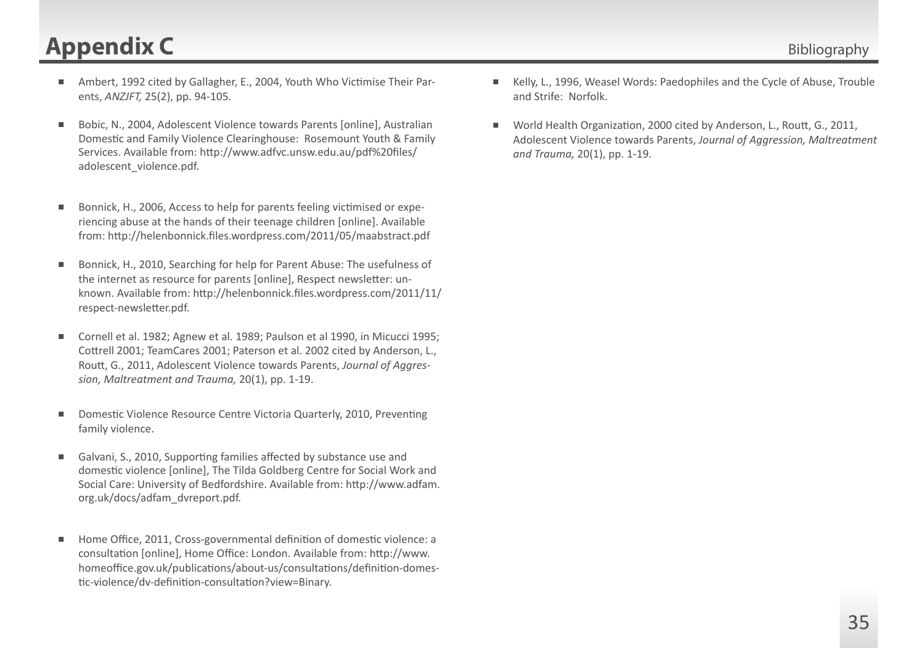# Appendix C

Bibliography

- Ambert, 1992 cited by Gallagher, E., 2004, Youth Who Victimise Their Parents, *ANZJFT,* 25(2), pp. 94-105.

- Bobic, N., 2004, Adolescent Violence towards Parents [online], Australian Domestic and Family Violence Clearinghouse: Rosemount Youth & Family Services. Available from: http://www.adfvc.unsw.edu.au/pdf%20files/adolescent_violence.pdf.

- Bonnick, H., 2006, Access to help for parents feeling victimised or experiencing abuse at the hands of their teenage children [online]. Available from: http://helenbonnick.files.wordpress.com/2011/05/maabstract.pdf

- Bonnick, H., 2010, Searching for help for Parent Abuse: The usefulness of the internet as resource for parents [online], Respect newsletter: unknown. Available from: http://helenbonnick.files.wordpress.com/2011/11/respect-newsletter.pdf.

- Cornell et al. 1982; Agnew et al. 1989; Paulson et al 1990, in Micucci 1995; Cottrell 2001; TeamCares 2001; Paterson et al. 2002 cited by Anderson, L., Routt, G., 2011, Adolescent Violence towards Parents, *Journal of Aggression, Maltreatment and Trauma,* 20(1), pp. 1-19.

- Domestic Violence Resource Centre Victoria Quarterly, 2010, Preventing family violence.

- Galvani, S., 2010, Supporting families affected by substance use and domestic violence [online], The Tilda Goldberg Centre for Social Work and Social Care: University of Bedfordshire. Available from: http://www.adfam.org.uk/docs/adfam_dvreport.pdf.

- Home Office, 2011, Cross-governmental definition of domestic violence: a consultation [online], Home Office: London. Available from: http://www.homeoffice.gov.uk/publications/about-us/consultations/definition-domestic-violence/dv-definition-consultation?view=Binary.

- Kelly, L., 1996, Weasel Words: Paedophiles and the Cycle of Abuse, Trouble and Strife: Norfolk.

- World Health Organization, 2000 cited by Anderson, L., Routt, G., 2011, Adolescent Violence towards Parents, *Journal of Aggression, Maltreatment and Trauma,* 20(1), pp. 1-19.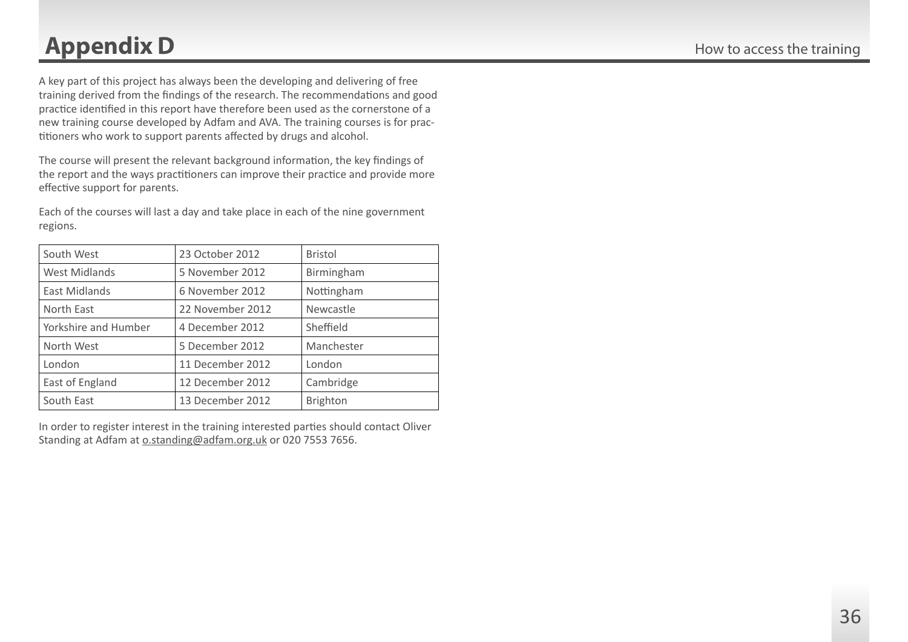# Appendix D

How to access the training

A key part of this project has always been the developing and delivering of free training derived from the findings of the research. The recommendations and good practice identified in this report have therefore been used as the cornerstone of a new training course developed by Adfam and AVA. The training courses is for practitioners who work to support parents affected by drugs and alcohol.

The course will present the relevant background information, the key findings of the report and the ways practitioners can improve their practice and provide more effective support for parents.

Each of the courses will last a day and take place in each of the nine government regions.

| | | |
|---|---|---|
| South West | 23 October 2012 | Bristol |
| West Midlands | 5 November 2012 | Birmingham |
| East Midlands | 6 November 2012 | Nottingham |
| North East | 22 November 2012 | Newcastle |
| Yorkshire and Humber | 4 December 2012 | Sheffield |
| North West | 5 December 2012 | Manchester |
| London | 11 December 2012 | London |
| East of England | 12 December 2012 | Cambridge |
| South East | 13 December 2012 | Brighton |

In order to register interest in the training interested parties should contact Oliver Standing at Adfam at o.standing@adfam.org.uk or 020 7553 7656.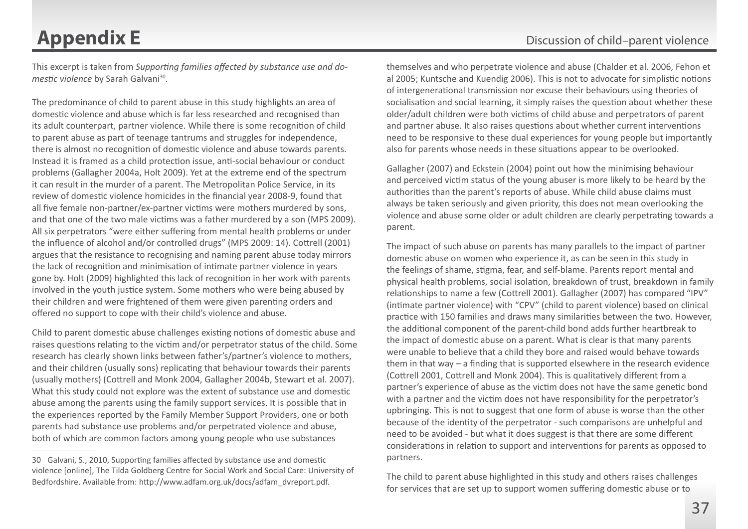# Appendix E

Discussion of child–parent violence

This excerpt is taken from *Supporting families affected by substance use and domestic violence* by Sarah Galvani[30].

The predominance of child to parent abuse in this study highlights an area of domestic violence and abuse which is far less researched and recognised than its adult counterpart, partner violence. While there is some recognition of child to parent abuse as part of teenage tantrums and struggles for independence, there is almost no recognition of domestic violence and abuse towards parents. Instead it is framed as a child protection issue, anti-social behaviour or conduct problems (Gallagher 2004a, Holt 2009). Yet at the extreme end of the spectrum it can result in the murder of a parent. The Metropolitan Police Service, in its review of domestic violence homicides in the financial year 2008-9, found that all five female non-partner/ex-partner victims were mothers murdered by sons, and that one of the two male victims was a father murdered by a son (MPS 2009). All six perpetrators "were either suffering from mental health problems or under the influence of alcohol and/or controlled drugs" (MPS 2009: 14). Cottrell (2001) argues that the resistance to recognising and naming parent abuse today mirrors the lack of recognition and minimisation of intimate partner violence in years gone by. Holt (2009) highlighted this lack of recognition in her work with parents involved in the youth justice system. Some mothers who were being abused by their children and were frightened of them were given parenting orders and offered no support to cope with their child's violence and abuse.

Child to parent domestic abuse challenges existing notions of domestic abuse and raises questions relating to the victim and/or perpetrator status of the child. Some research has clearly shown links between father's/partner's violence to mothers, and their children (usually sons) replicating that behaviour towards their parents (usually mothers) (Cottrell and Monk 2004, Gallagher 2004b, Stewart et al. 2007). What this study could not explore was the extent of substance use and domestic abuse among the parents using the family support services. It is possible that in the experiences reported by the Family Member Support Providers, one or both parents had substance use problems and/or perpetrated violence and abuse, both of which are common factors among young people who use substances themselves and who perpetrate violence and abuse (Chalder et al. 2006, Fehon et al 2005; Kuntsche and Kuendig 2006). This is not to advocate for simplistic notions of intergenerational transmission nor excuse their behaviours using theories of socialisation and social learning, it simply raises the question about whether these older/adult children were both victims of child abuse and perpetrators of parent and partner abuse. It also raises questions about whether current interventions need to be responsive to these dual experiences for young people but importantly also for parents whose needs in these situations appear to be overlooked.

Gallagher (2007) and Eckstein (2004) point out how the minimising behaviour and perceived victim status of the young abuser is more likely to be heard by the authorities than the parent's reports of abuse. While child abuse claims must always be taken seriously and given priority, this does not mean overlooking the violence and abuse some older or adult children are clearly perpetrating towards a parent.

The impact of such abuse on parents has many parallels to the impact of partner domestic abuse on women who experience it, as can be seen in this study in the feelings of shame, stigma, fear, and self-blame. Parents report mental and physical health problems, social isolation, breakdown of trust, breakdown in family relationships to name a few (Cottrell 2001). Gallagher (2007) has compared "IPV" (intimate partner violence) with "CPV" (child to parent violence) based on clinical practice with 150 families and draws many similarities between the two. However, the additional component of the parent-child bond adds further heartbreak to the impact of domestic abuse on a parent. What is clear is that many parents were unable to believe that a child they bore and raised would behave towards them in that way – a finding that is supported elsewhere in the research evidence (Cottrell 2001, Cottrell and Monk 2004). This is qualitatively different from a partner's experience of abuse as the victim does not have the same genetic bond with a partner and the victim does not have responsibility for the perpetrator's upbringing. This is not to suggest that one form of abuse is worse than the other because of the identity of the perpetrator - such comparisons are unhelpful and need to be avoided - but what it does suggest is that there are some different considerations in relation to support and interventions for parents as opposed to partners.

The child to parent abuse highlighted in this study and others raises challenges for services that are set up to support women suffering domestic abuse or to

30 Galvani, S., 2010, Supporting families affected by substance use and domestic violence [online], The Tilda Goldberg Centre for Social Work and Social Care: University of Bedfordshire. Available from: http://www.adfam.org.uk/docs/adfam_dvreport.pdf.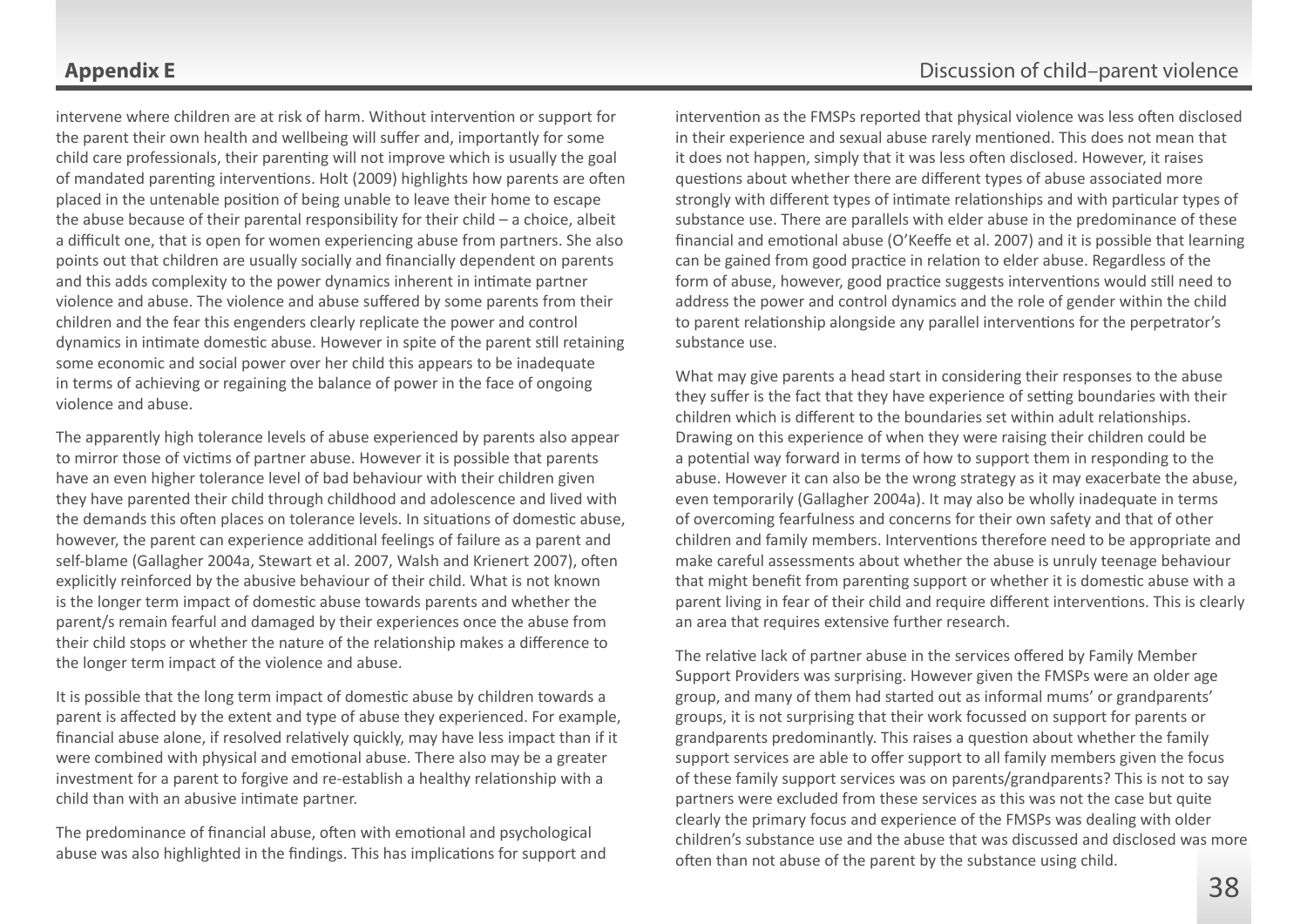intervene where children are at risk of harm. Without intervention or support for the parent their own health and wellbeing will suffer and, importantly for some child care professionals, their parenting will not improve which is usually the goal of mandated parenting interventions. Holt (2009) highlights how parents are often placed in the untenable position of being unable to leave their home to escape the abuse because of their parental responsibility for their child – a choice, albeit a difficult one, that is open for women experiencing abuse from partners. She also points out that children are usually socially and financially dependent on parents and this adds complexity to the power dynamics inherent in intimate partner violence and abuse. The violence and abuse suffered by some parents from their children and the fear this engenders clearly replicate the power and control dynamics in intimate domestic abuse. However in spite of the parent still retaining some economic and social power over her child this appears to be inadequate in terms of achieving or regaining the balance of power in the face of ongoing violence and abuse.

The apparently high tolerance levels of abuse experienced by parents also appear to mirror those of victims of partner abuse. However it is possible that parents have an even higher tolerance level of bad behaviour with their children given they have parented their child through childhood and adolescence and lived with the demands this often places on tolerance levels. In situations of domestic abuse, however, the parent can experience additional feelings of failure as a parent and self-blame (Gallagher 2004a, Stewart et al. 2007, Walsh and Krienert 2007), often explicitly reinforced by the abusive behaviour of their child. What is not known is the longer term impact of domestic abuse towards parents and whether the parent/s remain fearful and damaged by their experiences once the abuse from their child stops or whether the nature of the relationship makes a difference to the longer term impact of the violence and abuse.

It is possible that the long term impact of domestic abuse by children towards a parent is affected by the extent and type of abuse they experienced. For example, financial abuse alone, if resolved relatively quickly, may have less impact than if it were combined with physical and emotional abuse. There also may be a greater investment for a parent to forgive and re-establish a healthy relationship with a child than with an abusive intimate partner.

The predominance of financial abuse, often with emotional and psychological abuse was also highlighted in the findings. This has implications for support and intervention as the FMSPs reported that physical violence was less often disclosed in their experience and sexual abuse rarely mentioned. This does not mean that it does not happen, simply that it was less often disclosed. However, it raises questions about whether there are different types of abuse associated more strongly with different types of intimate relationships and with particular types of substance use. There are parallels with elder abuse in the predominance of these financial and emotional abuse (O'Keeffe et al. 2007) and it is possible that learning can be gained from good practice in relation to elder abuse. Regardless of the form of abuse, however, good practice suggests interventions would still need to address the power and control dynamics and the role of gender within the child to parent relationship alongside any parallel interventions for the perpetrator's substance use.

What may give parents a head start in considering their responses to the abuse they suffer is the fact that they have experience of setting boundaries with their children which is different to the boundaries set within adult relationships. Drawing on this experience of when they were raising their children could be a potential way forward in terms of how to support them in responding to the abuse. However it can also be the wrong strategy as it may exacerbate the abuse, even temporarily (Gallagher 2004a). It may also be wholly inadequate in terms of overcoming fearfulness and concerns for their own safety and that of other children and family members. Interventions therefore need to be appropriate and make careful assessments about whether the abuse is unruly teenage behaviour that might benefit from parenting support or whether it is domestic abuse with a parent living in fear of their child and require different interventions. This is clearly an area that requires extensive further research.

The relative lack of partner abuse in the services offered by Family Member Support Providers was surprising. However given the FMSPs were an older age group, and many of them had started out as informal mums' or grandparents' groups, it is not surprising that their work focussed on support for parents or grandparents predominantly. This raises a question about whether the family support services are able to offer support to all family members given the focus of these family support services was on parents/grandparents? This is not to say partners were excluded from these services as this was not the case but quite clearly the primary focus and experience of the FMSPs was dealing with older children's substance use and the abuse that was discussed and disclosed was more often than not abuse of the parent by the substance using child.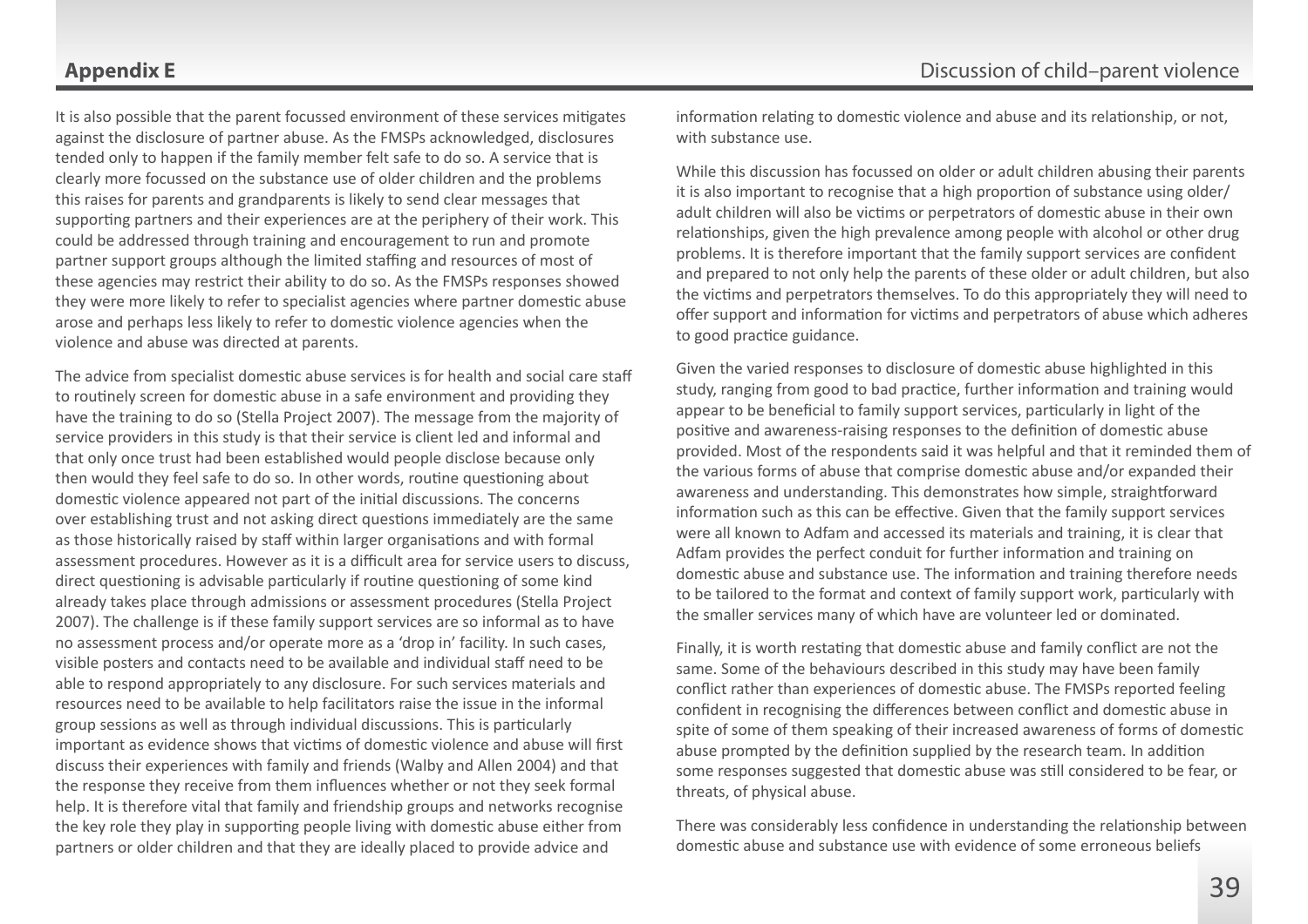It is also possible that the parent focussed environment of these services mitigates against the disclosure of partner abuse. As the FMSPs acknowledged, disclosures tended only to happen if the family member felt safe to do so. A service that is clearly more focussed on the substance use of older children and the problems this raises for parents and grandparents is likely to send clear messages that supporting partners and their experiences are at the periphery of their work. This could be addressed through training and encouragement to run and promote partner support groups although the limited staffing and resources of most of these agencies may restrict their ability to do so. As the FMSPs responses showed they were more likely to refer to specialist agencies where partner domestic abuse arose and perhaps less likely to refer to domestic violence agencies when the violence and abuse was directed at parents.

The advice from specialist domestic abuse services is for health and social care staff to routinely screen for domestic abuse in a safe environment and providing they have the training to do so (Stella Project 2007). The message from the majority of service providers in this study is that their service is client led and informal and that only once trust had been established would people disclose because only then would they feel safe to do so. In other words, routine questioning about domestic violence appeared not part of the initial discussions. The concerns over establishing trust and not asking direct questions immediately are the same as those historically raised by staff within larger organisations and with formal assessment procedures. However as it is a difficult area for service users to discuss, direct questioning is advisable particularly if routine questioning of some kind already takes place through admissions or assessment procedures (Stella Project 2007). The challenge is if these family support services are so informal as to have no assessment process and/or operate more as a 'drop in' facility. In such cases, visible posters and contacts need to be available and individual staff need to be able to respond appropriately to any disclosure. For such services materials and resources need to be available to help facilitators raise the issue in the informal group sessions as well as through individual discussions. This is particularly important as evidence shows that victims of domestic violence and abuse will first discuss their experiences with family and friends (Walby and Allen 2004) and that the response they receive from them influences whether or not they seek formal help. It is therefore vital that family and friendship groups and networks recognise the key role they play in supporting people living with domestic abuse either from partners or older children and that they are ideally placed to provide advice and information relating to domestic violence and abuse and its relationship, or not, with substance use.

While this discussion has focussed on older or adult children abusing their parents it is also important to recognise that a high proportion of substance using older/adult children will also be victims or perpetrators of domestic abuse in their own relationships, given the high prevalence among people with alcohol or other drug problems. It is therefore important that the family support services are confident and prepared to not only help the parents of these older or adult children, but also the victims and perpetrators themselves. To do this appropriately they will need to offer support and information for victims and perpetrators of abuse which adheres to good practice guidance.

Given the varied responses to disclosure of domestic abuse highlighted in this study, ranging from good to bad practice, further information and training would appear to be beneficial to family support services, particularly in light of the positive and awareness-raising responses to the definition of domestic abuse provided. Most of the respondents said it was helpful and that it reminded them of the various forms of abuse that comprise domestic abuse and/or expanded their awareness and understanding. This demonstrates how simple, straightforward information such as this can be effective. Given that the family support services were all known to Adfam and accessed its materials and training, it is clear that Adfam provides the perfect conduit for further information and training on domestic abuse and substance use. The information and training therefore needs to be tailored to the format and context of family support work, particularly with the smaller services many of which have are volunteer led or dominated.

Finally, it is worth restating that domestic abuse and family conflict are not the same. Some of the behaviours described in this study may have been family conflict rather than experiences of domestic abuse. The FMSPs reported feeling confident in recognising the differences between conflict and domestic abuse in spite of some of them speaking of their increased awareness of forms of domestic abuse prompted by the definition supplied by the research team. In addition some responses suggested that domestic abuse was still considered to be fear, or threats, of physical abuse.

There was considerably less confidence in understanding the relationship between domestic abuse and substance use with evidence of some erroneous beliefs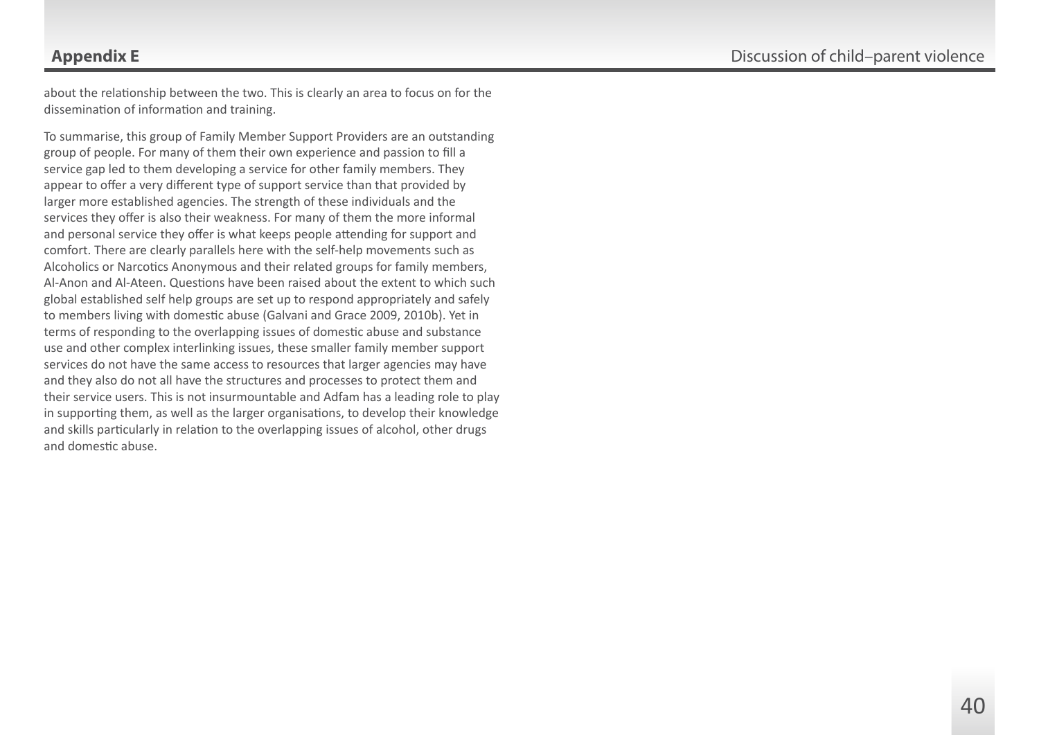about the relationship between the two. This is clearly an area to focus on for the dissemination of information and training.

To summarise, this group of Family Member Support Providers are an outstanding group of people. For many of them their own experience and passion to fill a service gap led to them developing a service for other family members. They appear to offer a very different type of support service than that provided by larger more established agencies. The strength of these individuals and the services they offer is also their weakness. For many of them the more informal and personal service they offer is what keeps people attending for support and comfort. There are clearly parallels here with the self-help movements such as Alcoholics or Narcotics Anonymous and their related groups for family members, Al-Anon and Al-Ateen. Questions have been raised about the extent to which such global established self help groups are set up to respond appropriately and safely to members living with domestic abuse (Galvani and Grace 2009, 2010b). Yet in terms of responding to the overlapping issues of domestic abuse and substance use and other complex interlinking issues, these smaller family member support services do not have the same access to resources that larger agencies may have and they also do not all have the structures and processes to protect them and their service users. This is not insurmountable and Adfam has a leading role to play in supporting them, as well as the larger organisations, to develop their knowledge and skills particularly in relation to the overlapping issues of alcohol, other drugs and domestic abuse.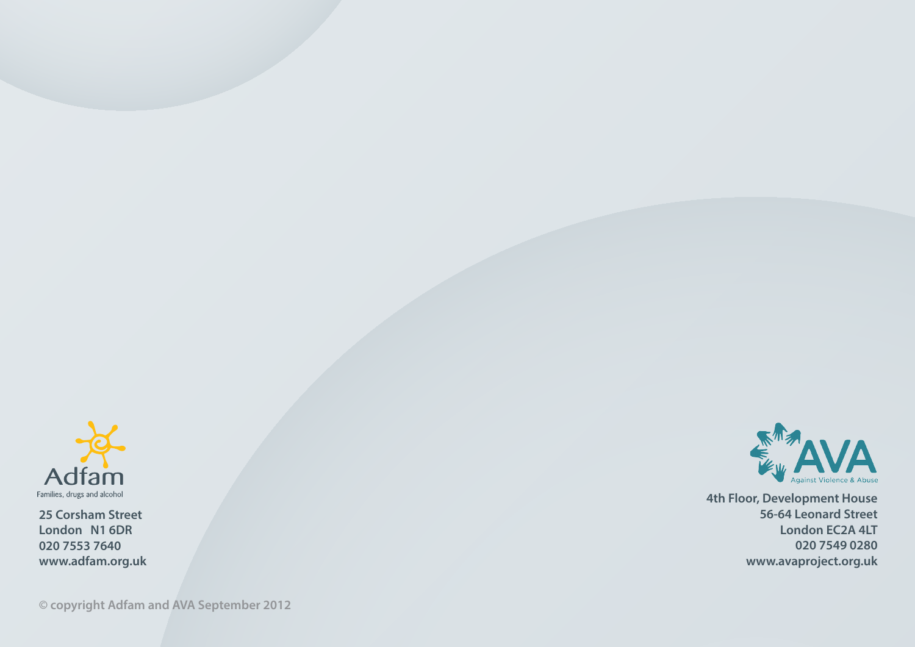Adfam

Families, drugs and alcohol

**25 Corsham Street**
**London N1 6DR**
**020 7553 7640**
**www.adfam.org.uk**

AVA

Against Violence & Abuse

**4th Floor, Development House**
**56-64 Leonard Street**
**London EC2A 4LT**
**020 7549 0280**
**www.avaproject.org.uk**

**© copyright Adfam and AVA September 2012**